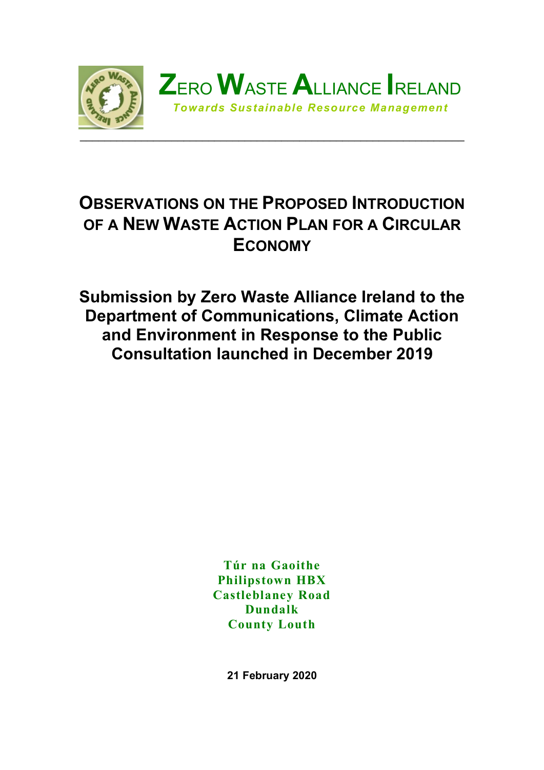# ZERO WASTE ALLIANCE IRELAND

*Towards Sustainable Resource Management*

---

## OBSERVATIONS ON THE PROPOSED INTRODUCTION OF A NEW WASTE ACTION PLAN FOR A CIRCULAR ECONOMY

## Submission by Zero Waste Alliance Ireland to the Department of Communications, Climate Action and Environment in Response to the Public Consultation launched in December 2019

**Túr na Gaoithe**
**Philipstown HBX**
**Castleblaney Road**
**Dundalk**
**County Louth**

**21 February 2020**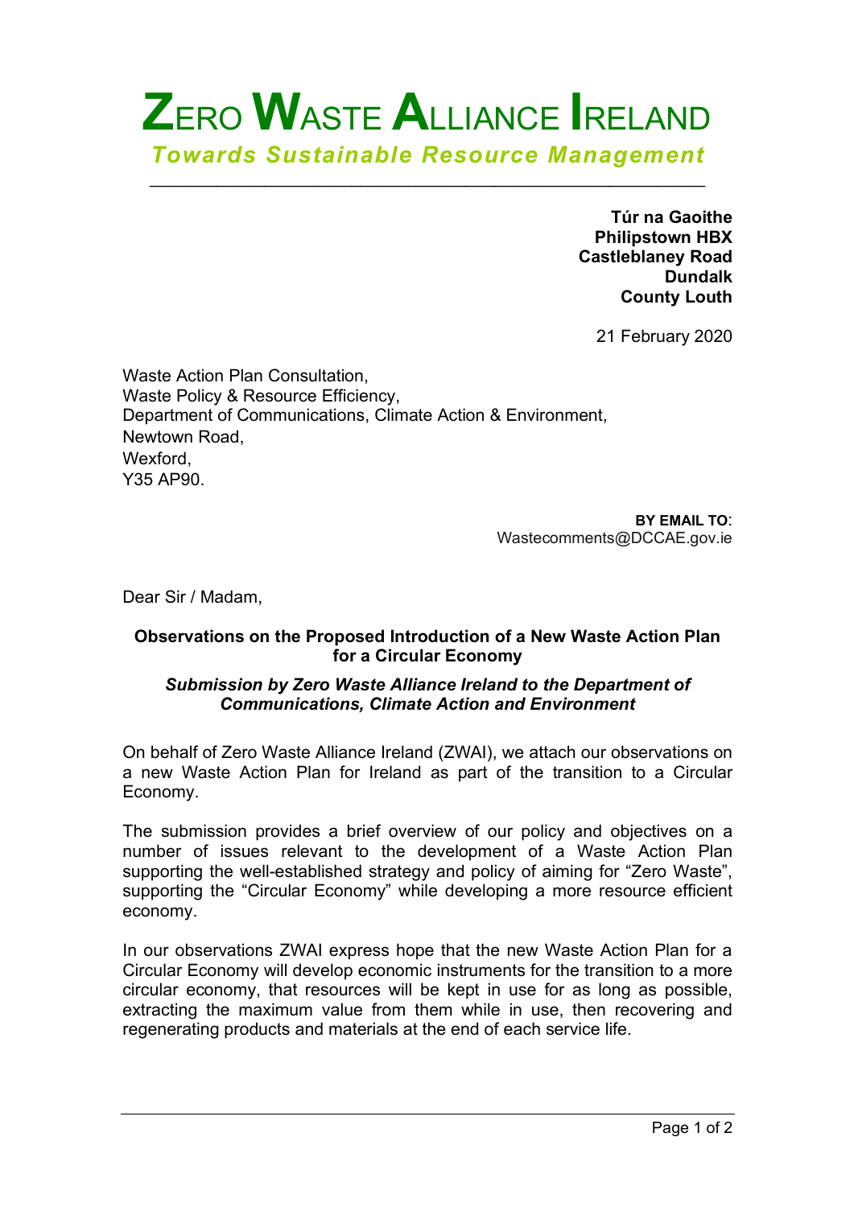// ZERO WASTE ALLIANCE IRELAND

*Towards Sustainable Resource Management*

**Túr na Gaoithe**
**Philipstown HBX**
**Castleblaney Road**
**Dundalk**
**County Louth**

21 February 2020

Waste Action Plan Consultation,
Waste Policy & Resource Efficiency,
Department of Communications, Climate Action & Environment,
Newtown Road,
Wexford,
Y35 AP90.

**BY EMAIL TO**:
Wastecomments@DCCAE.gov.ie

Dear Sir / Madam,

**Observations on the Proposed Introduction of a New Waste Action Plan for a Circular Economy**

***Submission by Zero Waste Alliance Ireland to the Department of Communications, Climate Action and Environment***

On behalf of Zero Waste Alliance Ireland (ZWAI), we attach our observations on a new Waste Action Plan for Ireland as part of the transition to a Circular Economy.

The submission provides a brief overview of our policy and objectives on a number of issues relevant to the development of a Waste Action Plan supporting the well-established strategy and policy of aiming for "Zero Waste", supporting the "Circular Economy" while developing a more resource efficient economy.

In our observations ZWAI express hope that the new Waste Action Plan for a Circular Economy will develop economic instruments for the transition to a more circular economy, that resources will be kept in use for as long as possible, extracting the maximum value from them while in use, then recovering and regenerating products and materials at the end of each service life.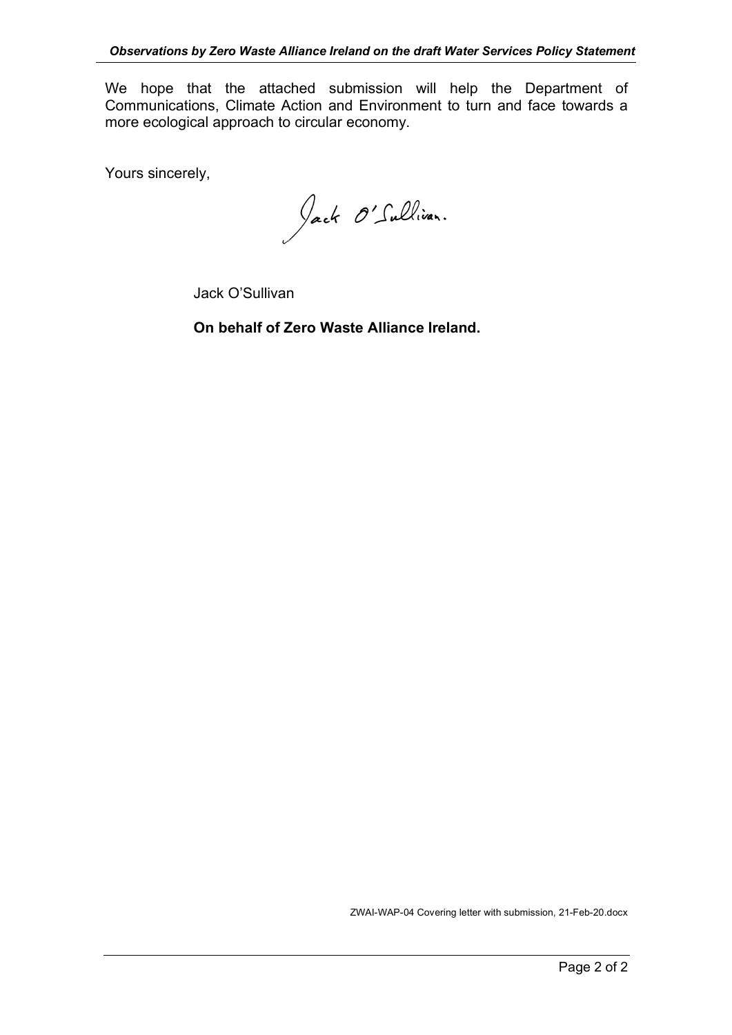We hope that the attached submission will help the Department of Communications, Climate Action and Environment to turn and face towards a more ecological approach to circular economy.

Yours sincerely,

Jack O'Sullivan.

Jack O'Sullivan

**On behalf of Zero Waste Alliance Ireland.**

ZWAI-WAP-04 Covering letter with submission, 21-Feb-20.docx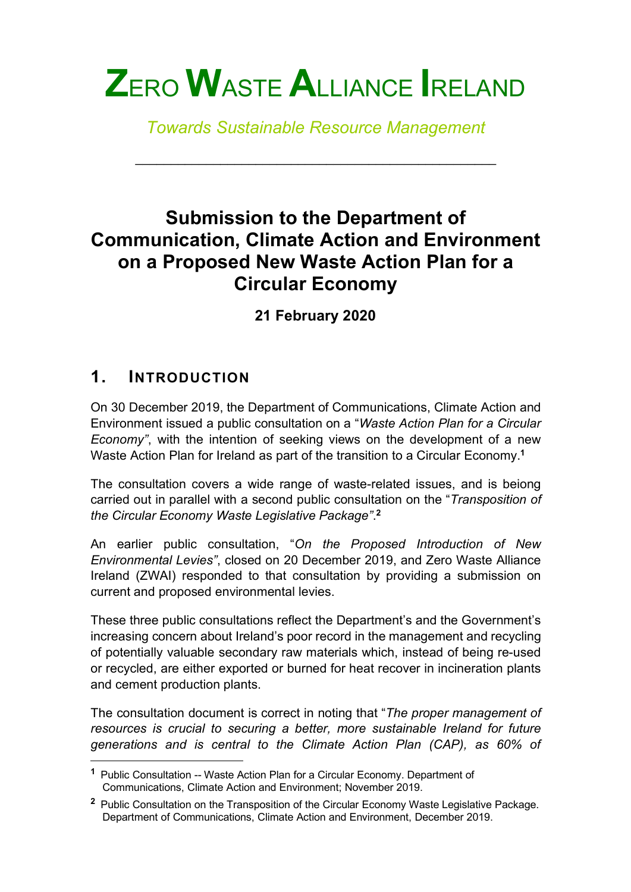# ZERO WASTE ALLIANCE IRELAND

*Towards Sustainable Resource Management*

---

## Submission to the Department of Communication, Climate Action and Environment on a Proposed New Waste Action Plan for a Circular Economy

**21 February 2020**

## 1. INTRODUCTION

On 30 December 2019, the Department of Communications, Climate Action and Environment issued a public consultation on a "*Waste Action Plan for a Circular Economy"*, with the intention of seeking views on the development of a new Waste Action Plan for Ireland as part of the transition to a Circular Economy.[1]

The consultation covers a wide range of waste-related issues, and is beiong carried out in parallel with a second public consultation on the "*Transposition of the Circular Economy Waste Legislative Package"*.[2]

An earlier public consultation, "*On the Proposed Introduction of New Environmental Levies"*, closed on 20 December 2019, and Zero Waste Alliance Ireland (ZWAI) responded to that consultation by providing a submission on current and proposed environmental levies.

These three public consultations reflect the Department's and the Government's increasing concern about Ireland's poor record in the management and recycling of potentially valuable secondary raw materials which, instead of being re-used or recycled, are either exported or burned for heat recover in incineration plants and cement production plants.

The consultation document is correct in noting that "*The proper management of resources is crucial to securing a better, more sustainable Ireland for future generations and is central to the Climate Action Plan (CAP), as 60% of*

---

[1] Public Consultation -- Waste Action Plan for a Circular Economy. Department of Communications, Climate Action and Environment; November 2019.

[2] Public Consultation on the Transposition of the Circular Economy Waste Legislative Package. Department of Communications, Climate Action and Environment, December 2019.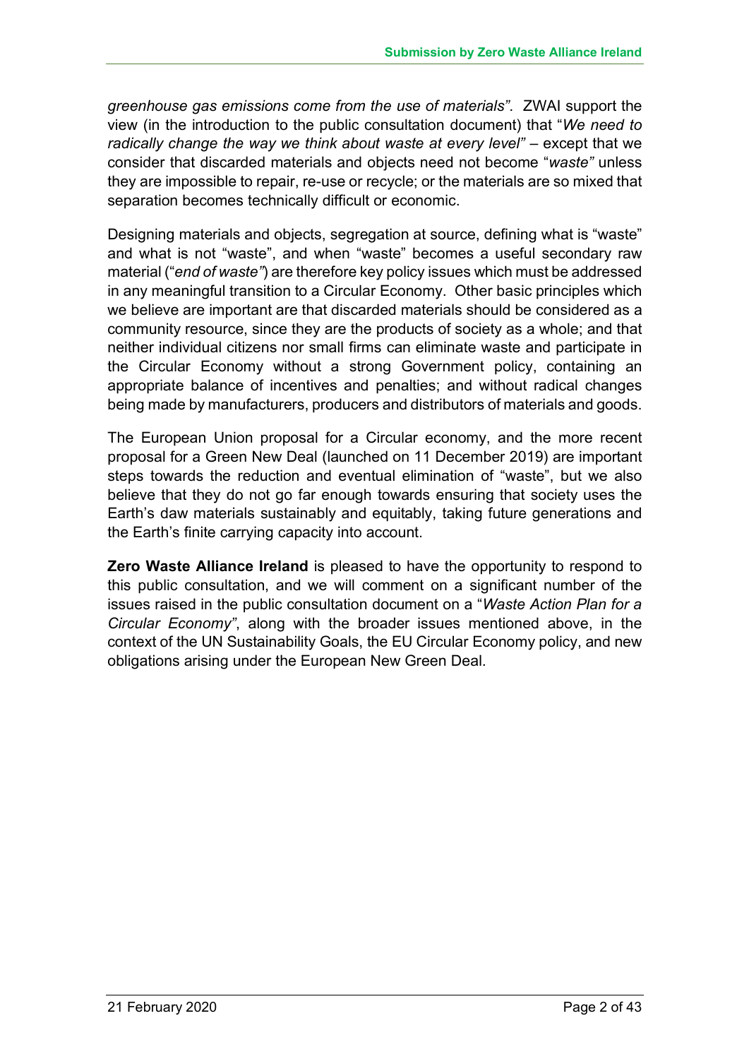*greenhouse gas emissions come from the use of materials"*. ZWAI support the view (in the introduction to the public consultation document) that "*We need to radically change the way we think about waste at every level"* – except that we consider that discarded materials and objects need not become "*waste"* unless they are impossible to repair, re-use or recycle; or the materials are so mixed that separation becomes technically difficult or economic.

Designing materials and objects, segregation at source, defining what is "waste" and what is not "waste", and when "waste" becomes a useful secondary raw material ("*end of waste"*) are therefore key policy issues which must be addressed in any meaningful transition to a Circular Economy. Other basic principles which we believe are important are that discarded materials should be considered as a community resource, since they are the products of society as a whole; and that neither individual citizens nor small firms can eliminate waste and participate in the Circular Economy without a strong Government policy, containing an appropriate balance of incentives and penalties; and without radical changes being made by manufacturers, producers and distributors of materials and goods.

The European Union proposal for a Circular economy, and the more recent proposal for a Green New Deal (launched on 11 December 2019) are important steps towards the reduction and eventual elimination of "waste", but we also believe that they do not go far enough towards ensuring that society uses the Earth's daw materials sustainably and equitably, taking future generations and the Earth's finite carrying capacity into account.

**Zero Waste Alliance Ireland** is pleased to have the opportunity to respond to this public consultation, and we will comment on a significant number of the issues raised in the public consultation document on a "*Waste Action Plan for a Circular Economy"*, along with the broader issues mentioned above, in the context of the UN Sustainability Goals, the EU Circular Economy policy, and new obligations arising under the European New Green Deal.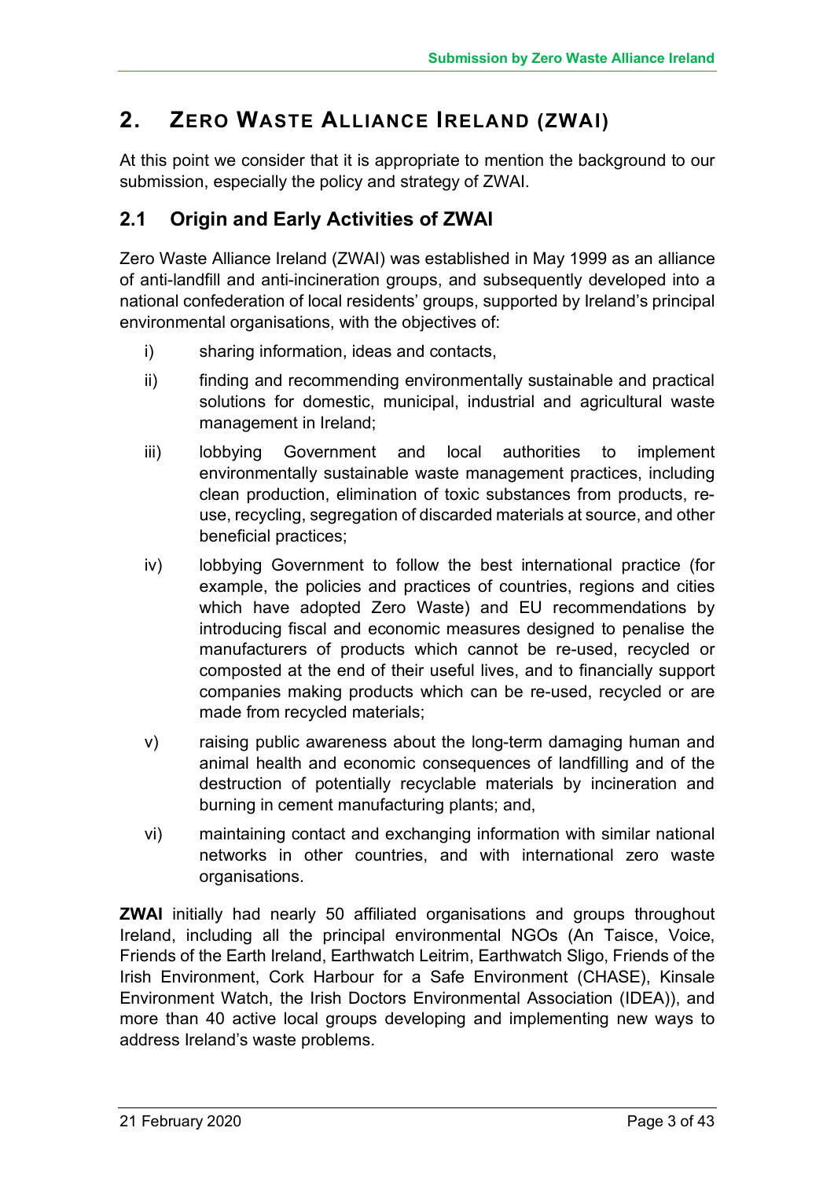## 2. ZERO WASTE ALLIANCE IRELAND (ZWAI)

At this point we consider that it is appropriate to mention the background to our submission, especially the policy and strategy of ZWAI.

### 2.1 Origin and Early Activities of ZWAI

Zero Waste Alliance Ireland (ZWAI) was established in May 1999 as an alliance of anti-landfill and anti-incineration groups, and subsequently developed into a national confederation of local residents' groups, supported by Ireland's principal environmental organisations, with the objectives of:

i) sharing information, ideas and contacts,

ii) finding and recommending environmentally sustainable and practical solutions for domestic, municipal, industrial and agricultural waste management in Ireland;

iii) lobbying Government and local authorities to implement environmentally sustainable waste management practices, including clean production, elimination of toxic substances from products, re-use, recycling, segregation of discarded materials at source, and other beneficial practices;

iv) lobbying Government to follow the best international practice (for example, the policies and practices of countries, regions and cities which have adopted Zero Waste) and EU recommendations by introducing fiscal and economic measures designed to penalise the manufacturers of products which cannot be re-used, recycled or composted at the end of their useful lives, and to financially support companies making products which can be re-used, recycled or are made from recycled materials;

v) raising public awareness about the long-term damaging human and animal health and economic consequences of landfilling and of the destruction of potentially recyclable materials by incineration and burning in cement manufacturing plants; and,

vi) maintaining contact and exchanging information with similar national networks in other countries, and with international zero waste organisations.

**ZWAI** initially had nearly 50 affiliated organisations and groups throughout Ireland, including all the principal environmental NGOs (An Taisce, Voice, Friends of the Earth Ireland, Earthwatch Leitrim, Earthwatch Sligo, Friends of the Irish Environment, Cork Harbour for a Safe Environment (CHASE), Kinsale Environment Watch, the Irish Doctors Environmental Association (IDEA)), and more than 40 active local groups developing and implementing new ways to address Ireland's waste problems.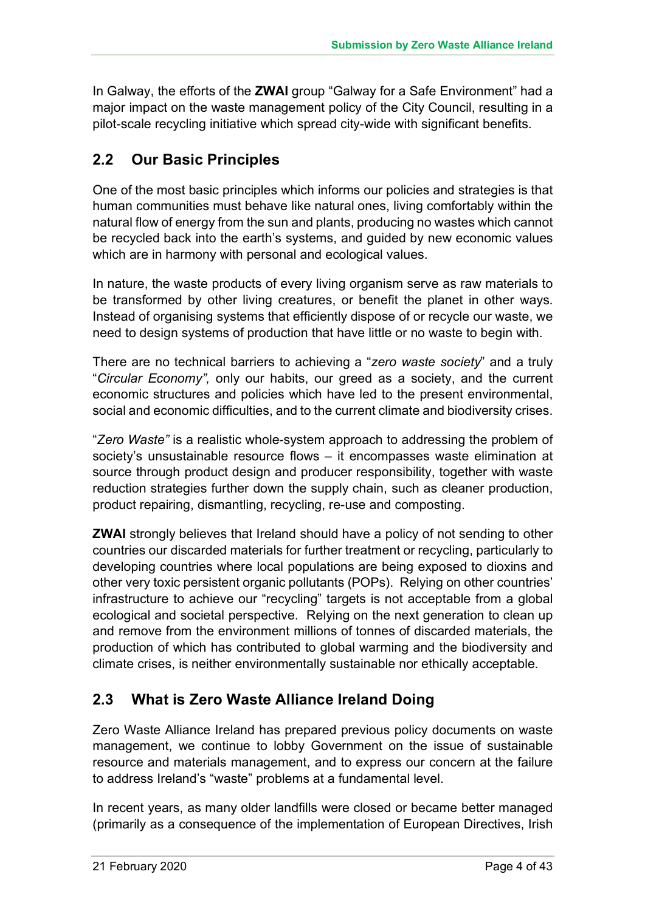In Galway, the efforts of the **ZWAI** group "Galway for a Safe Environment" had a major impact on the waste management policy of the City Council, resulting in a pilot-scale recycling initiative which spread city-wide with significant benefits.

## 2.2 Our Basic Principles

One of the most basic principles which informs our policies and strategies is that human communities must behave like natural ones, living comfortably within the natural flow of energy from the sun and plants, producing no wastes which cannot be recycled back into the earth's systems, and guided by new economic values which are in harmony with personal and ecological values.

In nature, the waste products of every living organism serve as raw materials to be transformed by other living creatures, or benefit the planet in other ways. Instead of organising systems that efficiently dispose of or recycle our waste, we need to design systems of production that have little or no waste to begin with.

There are no technical barriers to achieving a "*zero waste society*" and a truly "*Circular Economy",* only our habits, our greed as a society, and the current economic structures and policies which have led to the present environmental, social and economic difficulties, and to the current climate and biodiversity crises.

"*Zero Waste"* is a realistic whole-system approach to addressing the problem of society's unsustainable resource flows – it encompasses waste elimination at source through product design and producer responsibility, together with waste reduction strategies further down the supply chain, such as cleaner production, product repairing, dismantling, recycling, re-use and composting.

**ZWAI** strongly believes that Ireland should have a policy of not sending to other countries our discarded materials for further treatment or recycling, particularly to developing countries where local populations are being exposed to dioxins and other very toxic persistent organic pollutants (POPs). Relying on other countries' infrastructure to achieve our "recycling" targets is not acceptable from a global ecological and societal perspective. Relying on the next generation to clean up and remove from the environment millions of tonnes of discarded materials, the production of which has contributed to global warming and the biodiversity and climate crises, is neither environmentally sustainable nor ethically acceptable.

## 2.3 What is Zero Waste Alliance Ireland Doing

Zero Waste Alliance Ireland has prepared previous policy documents on waste management, we continue to lobby Government on the issue of sustainable resource and materials management, and to express our concern at the failure to address Ireland's "waste" problems at a fundamental level.

In recent years, as many older landfills were closed or became better managed (primarily as a consequence of the implementation of European Directives, Irish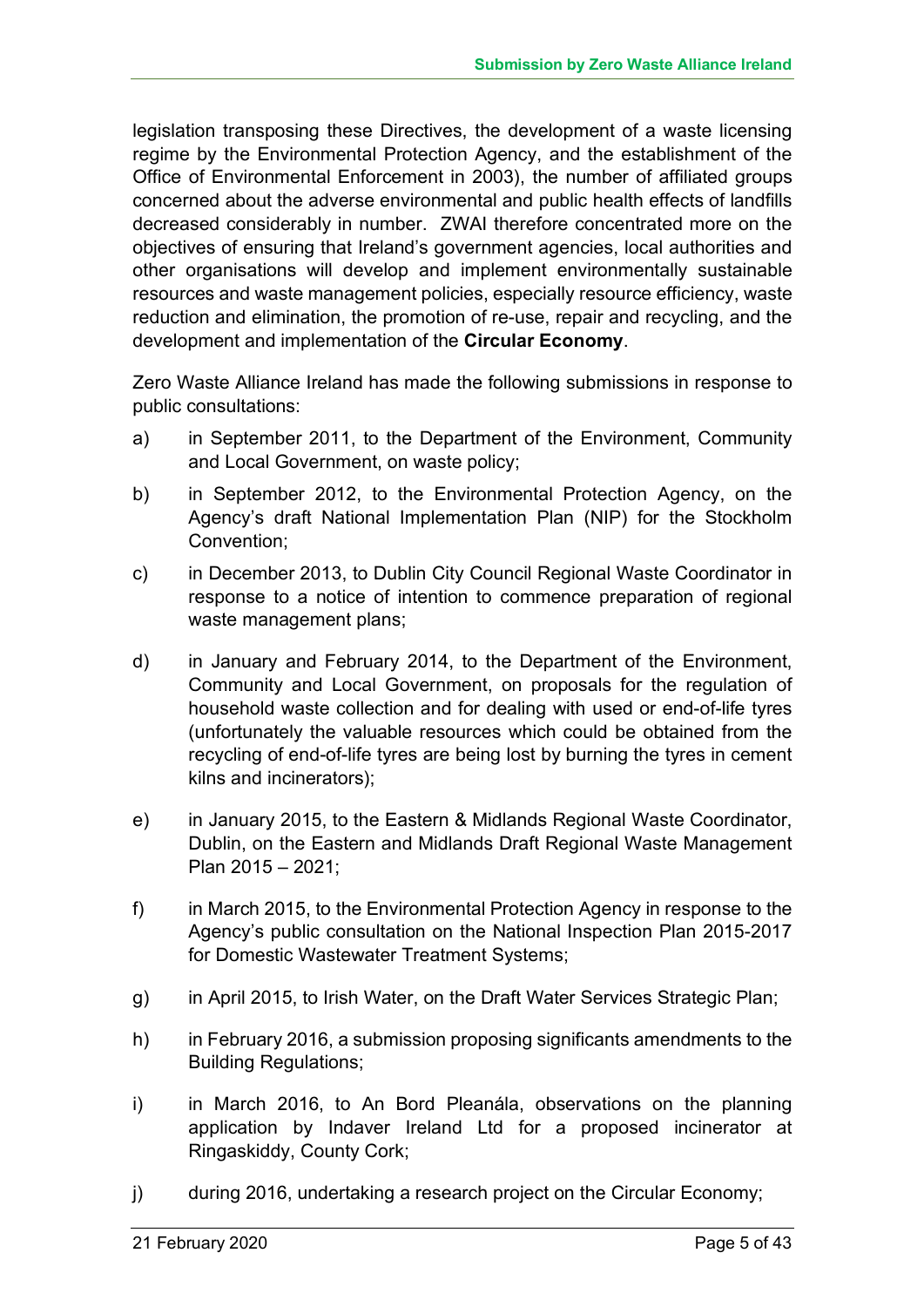legislation transposing these Directives, the development of a waste licensing regime by the Environmental Protection Agency, and the establishment of the Office of Environmental Enforcement in 2003), the number of affiliated groups concerned about the adverse environmental and public health effects of landfills decreased considerably in number. ZWAI therefore concentrated more on the objectives of ensuring that Ireland's government agencies, local authorities and other organisations will develop and implement environmentally sustainable resources and waste management policies, especially resource efficiency, waste reduction and elimination, the promotion of re-use, repair and recycling, and the development and implementation of the **Circular Economy**.

Zero Waste Alliance Ireland has made the following submissions in response to public consultations:

a) in September 2011, to the Department of the Environment, Community and Local Government, on waste policy;

b) in September 2012, to the Environmental Protection Agency, on the Agency's draft National Implementation Plan (NIP) for the Stockholm Convention;

c) in December 2013, to Dublin City Council Regional Waste Coordinator in response to a notice of intention to commence preparation of regional waste management plans;

d) in January and February 2014, to the Department of the Environment, Community and Local Government, on proposals for the regulation of household waste collection and for dealing with used or end-of-life tyres (unfortunately the valuable resources which could be obtained from the recycling of end-of-life tyres are being lost by burning the tyres in cement kilns and incinerators);

e) in January 2015, to the Eastern & Midlands Regional Waste Coordinator, Dublin, on the Eastern and Midlands Draft Regional Waste Management Plan 2015 – 2021;

f) in March 2015, to the Environmental Protection Agency in response to the Agency's public consultation on the National Inspection Plan 2015-2017 for Domestic Wastewater Treatment Systems;

g) in April 2015, to Irish Water, on the Draft Water Services Strategic Plan;

h) in February 2016, a submission proposing significants amendments to the Building Regulations;

i) in March 2016, to An Bord Pleanála, observations on the planning application by Indaver Ireland Ltd for a proposed incinerator at Ringaskiddy, County Cork;

j) during 2016, undertaking a research project on the Circular Economy;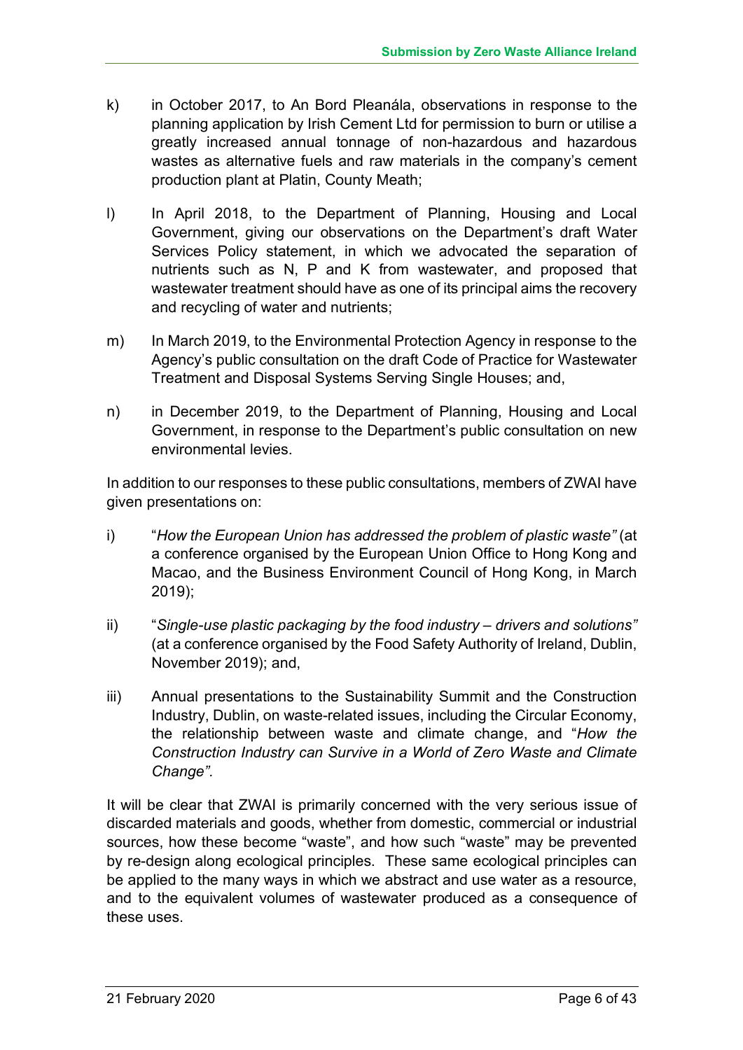k) in October 2017, to An Bord Pleanála, observations in response to the planning application by Irish Cement Ltd for permission to burn or utilise a greatly increased annual tonnage of non-hazardous and hazardous wastes as alternative fuels and raw materials in the company's cement production plant at Platin, County Meath;

l) In April 2018, to the Department of Planning, Housing and Local Government, giving our observations on the Department's draft Water Services Policy statement, in which we advocated the separation of nutrients such as N, P and K from wastewater, and proposed that wastewater treatment should have as one of its principal aims the recovery and recycling of water and nutrients;

m) In March 2019, to the Environmental Protection Agency in response to the Agency's public consultation on the draft Code of Practice for Wastewater Treatment and Disposal Systems Serving Single Houses; and,

n) in December 2019, to the Department of Planning, Housing and Local Government, in response to the Department's public consultation on new environmental levies.

In addition to our responses to these public consultations, members of ZWAI have given presentations on:

i) "*How the European Union has addressed the problem of plastic waste"* (at a conference organised by the European Union Office to Hong Kong and Macao, and the Business Environment Council of Hong Kong, in March 2019);

ii) "*Single-use plastic packaging by the food industry – drivers and solutions"* (at a conference organised by the Food Safety Authority of Ireland, Dublin, November 2019); and,

iii) Annual presentations to the Sustainability Summit and the Construction Industry, Dublin, on waste-related issues, including the Circular Economy, the relationship between waste and climate change, and "*How the Construction Industry can Survive in a World of Zero Waste and Climate Change"*.

It will be clear that ZWAI is primarily concerned with the very serious issue of discarded materials and goods, whether from domestic, commercial or industrial sources, how these become "waste", and how such "waste" may be prevented by re-design along ecological principles. These same ecological principles can be applied to the many ways in which we abstract and use water as a resource, and to the equivalent volumes of wastewater produced as a consequence of these uses.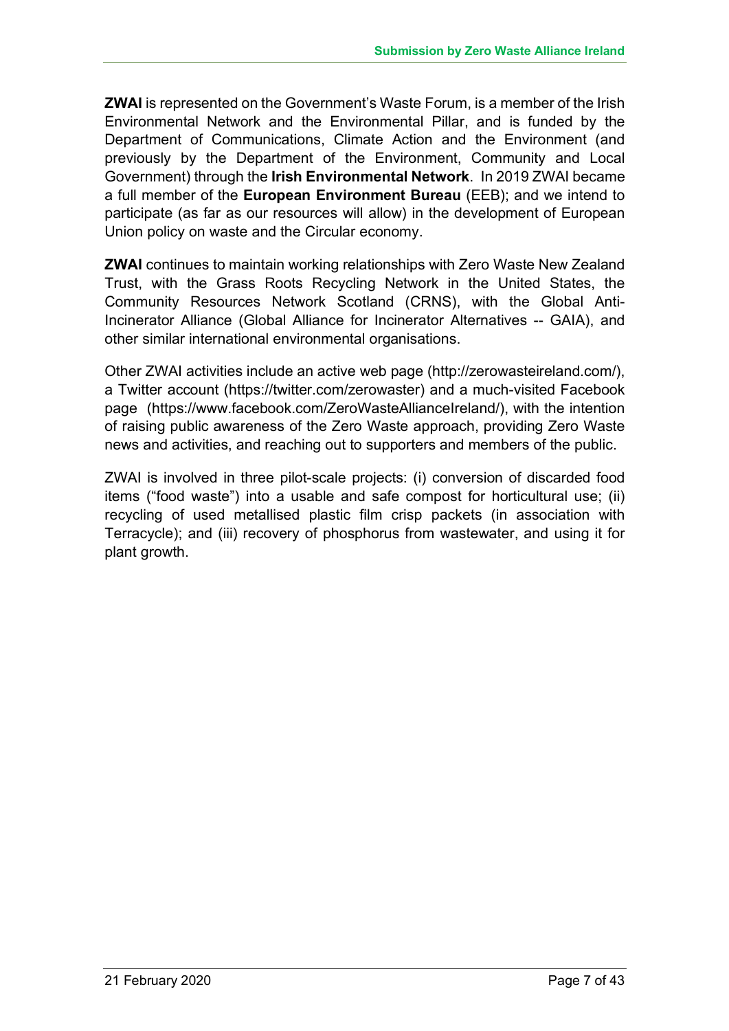**ZWAI** is represented on the Government's Waste Forum, is a member of the Irish Environmental Network and the Environmental Pillar, and is funded by the Department of Communications, Climate Action and the Environment (and previously by the Department of the Environment, Community and Local Government) through the **Irish Environmental Network**. In 2019 ZWAI became a full member of the **European Environment Bureau** (EEB); and we intend to participate (as far as our resources will allow) in the development of European Union policy on waste and the Circular economy.

**ZWAI** continues to maintain working relationships with Zero Waste New Zealand Trust, with the Grass Roots Recycling Network in the United States, the Community Resources Network Scotland (CRNS), with the Global Anti-Incinerator Alliance (Global Alliance for Incinerator Alternatives -- GAIA), and other similar international environmental organisations.

Other ZWAI activities include an active web page (http://zerowasteireland.com/), a Twitter account (https://twitter.com/zerowaster) and a much-visited Facebook page (https://www.facebook.com/ZeroWasteAllianceIreland/), with the intention of raising public awareness of the Zero Waste approach, providing Zero Waste news and activities, and reaching out to supporters and members of the public.

ZWAI is involved in three pilot-scale projects: (i) conversion of discarded food items ("food waste") into a usable and safe compost for horticultural use; (ii) recycling of used metallised plastic film crisp packets (in association with Terracycle); and (iii) recovery of phosphorus from wastewater, and using it for plant growth.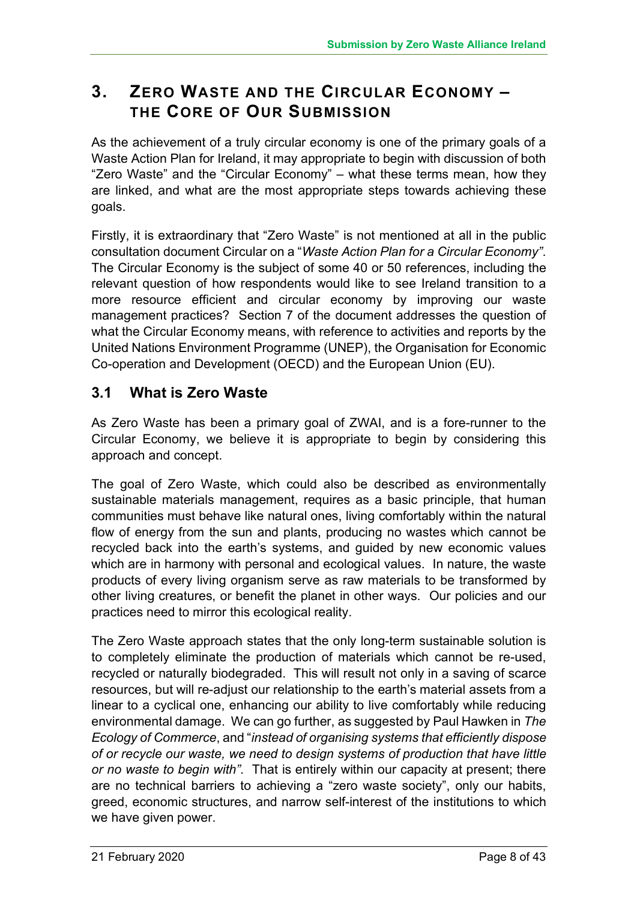# 3. Zero Waste and the Circular Economy – the Core of Our Submission

As the achievement of a truly circular economy is one of the primary goals of a Waste Action Plan for Ireland, it may appropriate to begin with discussion of both "Zero Waste" and the "Circular Economy" – what these terms mean, how they are linked, and what are the most appropriate steps towards achieving these goals.

Firstly, it is extraordinary that "Zero Waste" is not mentioned at all in the public consultation document Circular on a "*Waste Action Plan for a Circular Economy"*. The Circular Economy is the subject of some 40 or 50 references, including the relevant question of how respondents would like to see Ireland transition to a more resource efficient and circular economy by improving our waste management practices? Section 7 of the document addresses the question of what the Circular Economy means, with reference to activities and reports by the United Nations Environment Programme (UNEP), the Organisation for Economic Co-operation and Development (OECD) and the European Union (EU).

## 3.1 What is Zero Waste

As Zero Waste has been a primary goal of ZWAI, and is a fore-runner to the Circular Economy, we believe it is appropriate to begin by considering this approach and concept.

The goal of Zero Waste, which could also be described as environmentally sustainable materials management, requires as a basic principle, that human communities must behave like natural ones, living comfortably within the natural flow of energy from the sun and plants, producing no wastes which cannot be recycled back into the earth's systems, and guided by new economic values which are in harmony with personal and ecological values. In nature, the waste products of every living organism serve as raw materials to be transformed by other living creatures, or benefit the planet in other ways. Our policies and our practices need to mirror this ecological reality.

The Zero Waste approach states that the only long-term sustainable solution is to completely eliminate the production of materials which cannot be re-used, recycled or naturally biodegraded. This will result not only in a saving of scarce resources, but will re-adjust our relationship to the earth's material assets from a linear to a cyclical one, enhancing our ability to live comfortably while reducing environmental damage. We can go further, as suggested by Paul Hawken in *The Ecology of Commerce*, and "*instead of organising systems that efficiently dispose of or recycle our waste, we need to design systems of production that have little or no waste to begin with"*. That is entirely within our capacity at present; there are no technical barriers to achieving a "zero waste society", only our habits, greed, economic structures, and narrow self-interest of the institutions to which we have given power.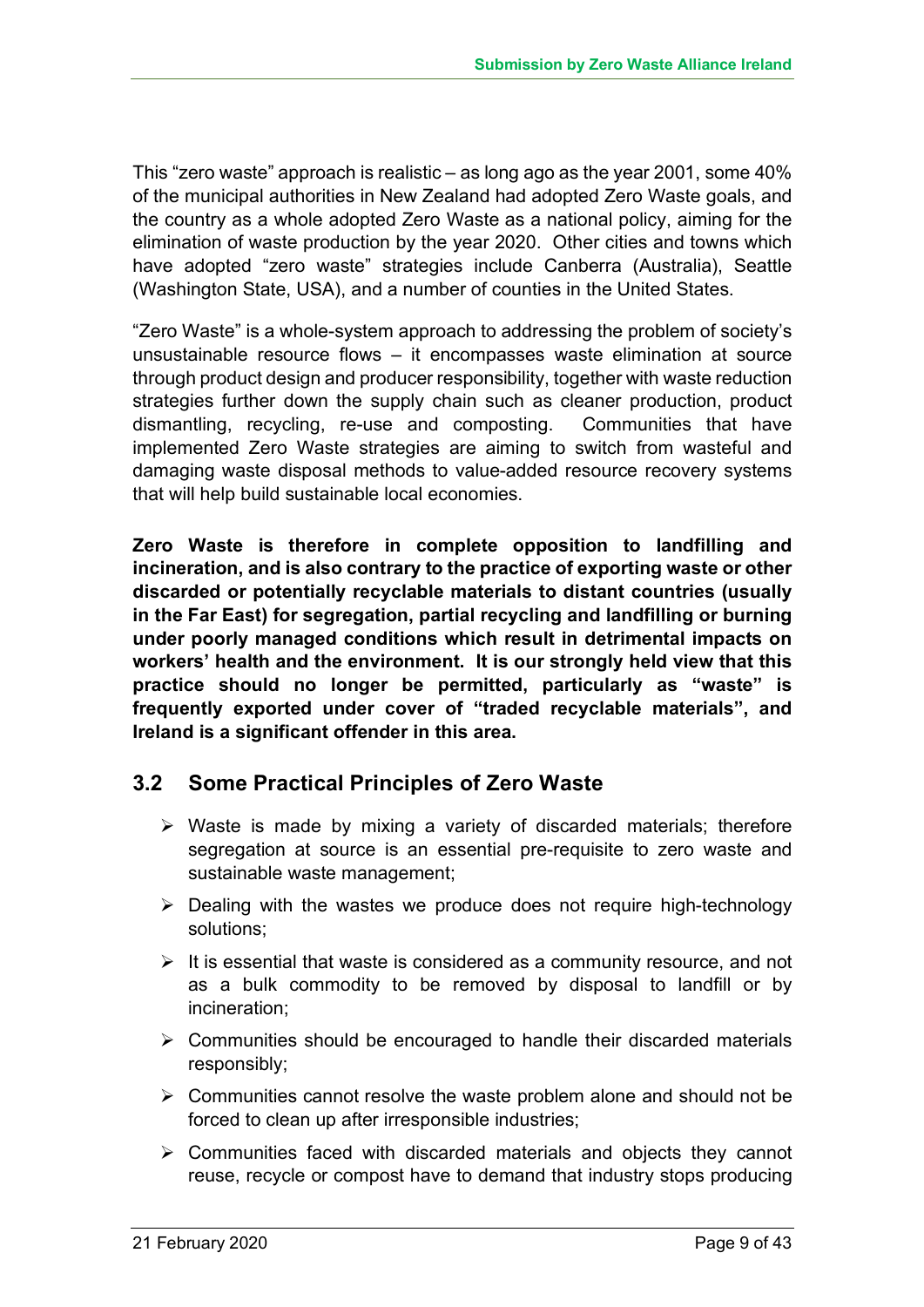This "zero waste" approach is realistic – as long ago as the year 2001, some 40% of the municipal authorities in New Zealand had adopted Zero Waste goals, and the country as a whole adopted Zero Waste as a national policy, aiming for the elimination of waste production by the year 2020. Other cities and towns which have adopted "zero waste" strategies include Canberra (Australia), Seattle (Washington State, USA), and a number of counties in the United States.

"Zero Waste" is a whole-system approach to addressing the problem of society's unsustainable resource flows – it encompasses waste elimination at source through product design and producer responsibility, together with waste reduction strategies further down the supply chain such as cleaner production, product dismantling, recycling, re-use and composting. Communities that have implemented Zero Waste strategies are aiming to switch from wasteful and damaging waste disposal methods to value-added resource recovery systems that will help build sustainable local economies.

**Zero Waste is therefore in complete opposition to landfilling and incineration, and is also contrary to the practice of exporting waste or other discarded or potentially recyclable materials to distant countries (usually in the Far East) for segregation, partial recycling and landfilling or burning under poorly managed conditions which result in detrimental impacts on workers' health and the environment. It is our strongly held view that this practice should no longer be permitted, particularly as "waste" is frequently exported under cover of "traded recyclable materials", and Ireland is a significant offender in this area.**

## 3.2 Some Practical Principles of Zero Waste

- Waste is made by mixing a variety of discarded materials; therefore segregation at source is an essential pre-requisite to zero waste and sustainable waste management;
- Dealing with the wastes we produce does not require high-technology solutions;
- It is essential that waste is considered as a community resource, and not as a bulk commodity to be removed by disposal to landfill or by incineration;
- Communities should be encouraged to handle their discarded materials responsibly;
- Communities cannot resolve the waste problem alone and should not be forced to clean up after irresponsible industries;
- Communities faced with discarded materials and objects they cannot reuse, recycle or compost have to demand that industry stops producing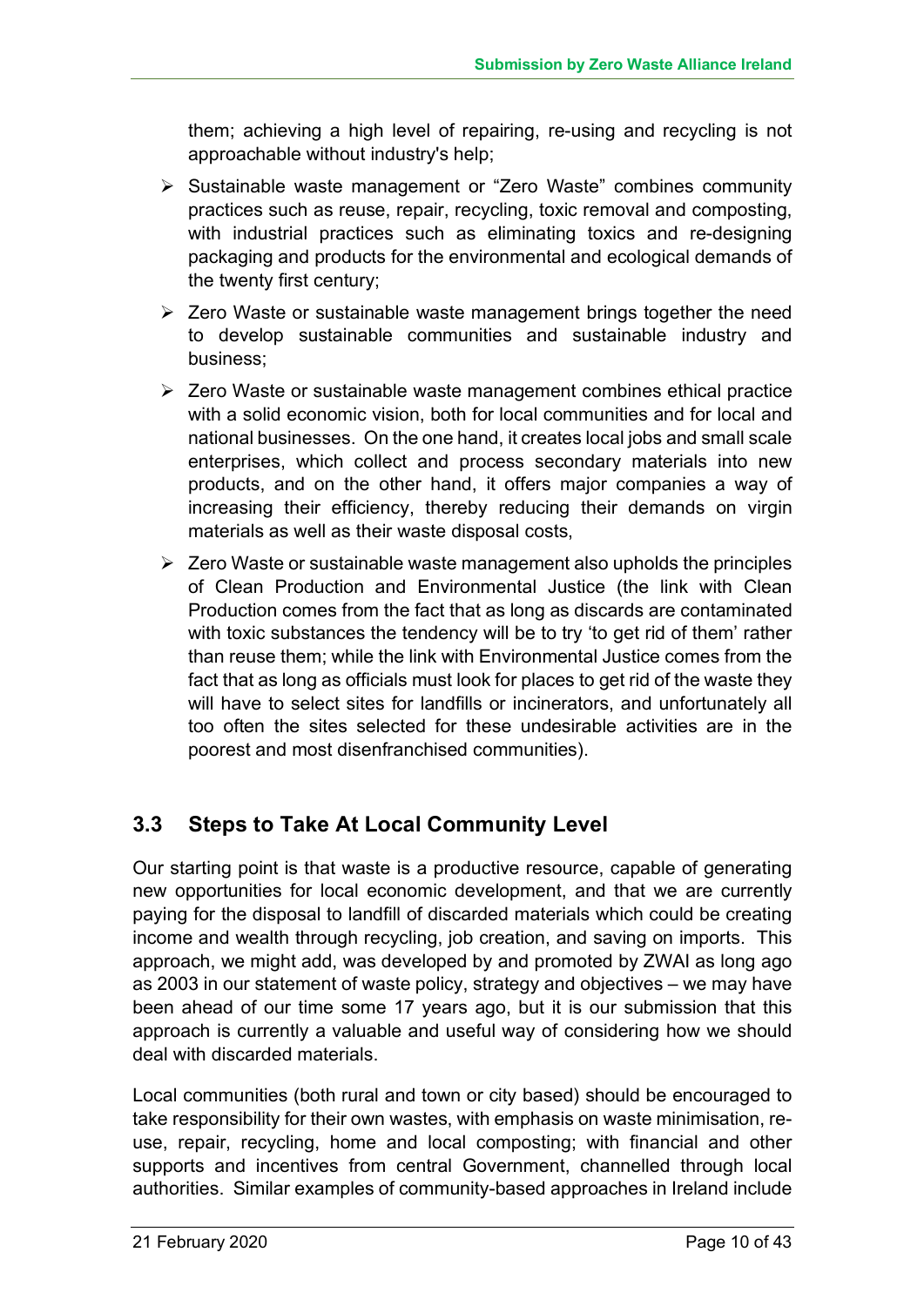them; achieving a high level of repairing, re-using and recycling is not approachable without industry's help;

- Sustainable waste management or "Zero Waste" combines community practices such as reuse, repair, recycling, toxic removal and composting, with industrial practices such as eliminating toxics and re-designing packaging and products for the environmental and ecological demands of the twenty first century;
- Zero Waste or sustainable waste management brings together the need to develop sustainable communities and sustainable industry and business;
- Zero Waste or sustainable waste management combines ethical practice with a solid economic vision, both for local communities and for local and national businesses. On the one hand, it creates local jobs and small scale enterprises, which collect and process secondary materials into new products, and on the other hand, it offers major companies a way of increasing their efficiency, thereby reducing their demands on virgin materials as well as their waste disposal costs,
- Zero Waste or sustainable waste management also upholds the principles of Clean Production and Environmental Justice (the link with Clean Production comes from the fact that as long as discards are contaminated with toxic substances the tendency will be to try 'to get rid of them' rather than reuse them; while the link with Environmental Justice comes from the fact that as long as officials must look for places to get rid of the waste they will have to select sites for landfills or incinerators, and unfortunately all too often the sites selected for these undesirable activities are in the poorest and most disenfranchised communities).

## 3.3 Steps to Take At Local Community Level

Our starting point is that waste is a productive resource, capable of generating new opportunities for local economic development, and that we are currently paying for the disposal to landfill of discarded materials which could be creating income and wealth through recycling, job creation, and saving on imports. This approach, we might add, was developed by and promoted by ZWAI as long ago as 2003 in our statement of waste policy, strategy and objectives – we may have been ahead of our time some 17 years ago, but it is our submission that this approach is currently a valuable and useful way of considering how we should deal with discarded materials.

Local communities (both rural and town or city based) should be encouraged to take responsibility for their own wastes, with emphasis on waste minimisation, re-use, repair, recycling, home and local composting; with financial and other supports and incentives from central Government, channelled through local authorities. Similar examples of community-based approaches in Ireland include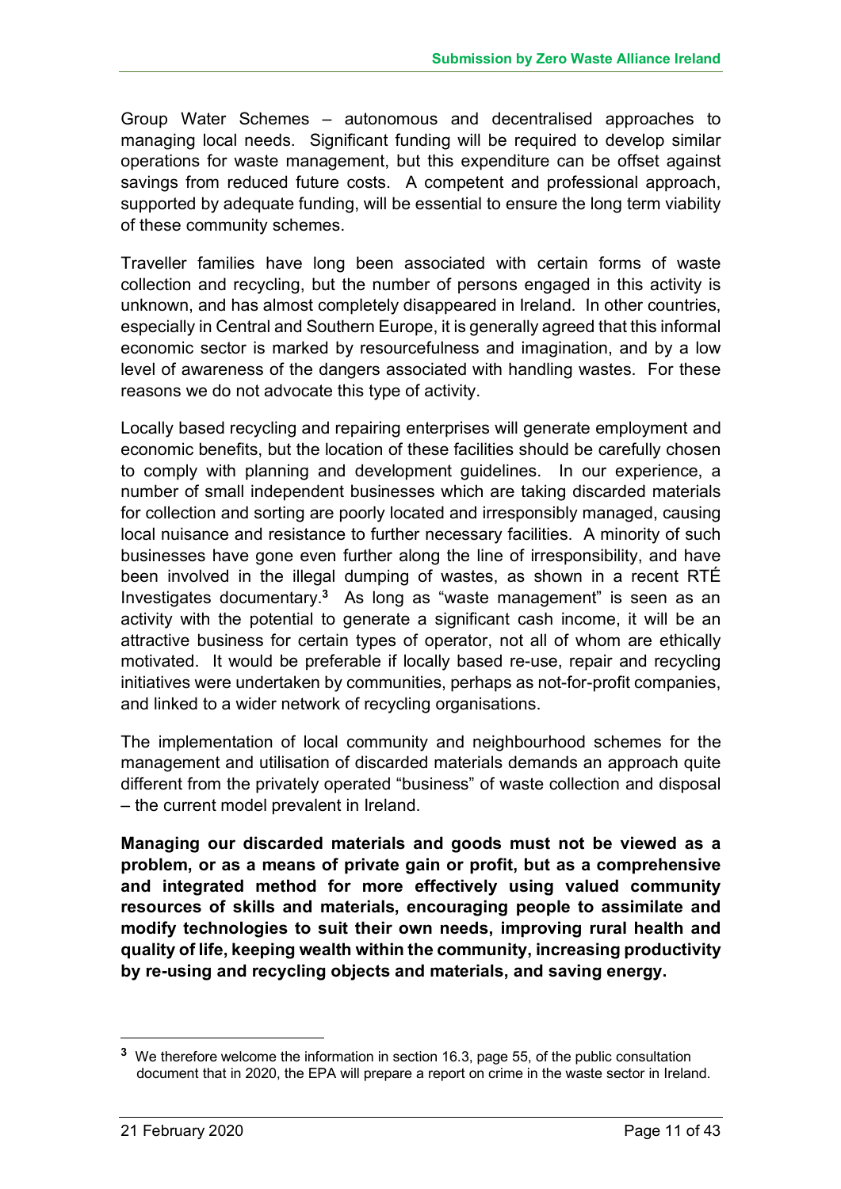Group Water Schemes – autonomous and decentralised approaches to managing local needs. Significant funding will be required to develop similar operations for waste management, but this expenditure can be offset against savings from reduced future costs. A competent and professional approach, supported by adequate funding, will be essential to ensure the long term viability of these community schemes.

Traveller families have long been associated with certain forms of waste collection and recycling, but the number of persons engaged in this activity is unknown, and has almost completely disappeared in Ireland. In other countries, especially in Central and Southern Europe, it is generally agreed that this informal economic sector is marked by resourcefulness and imagination, and by a low level of awareness of the dangers associated with handling wastes. For these reasons we do not advocate this type of activity.

Locally based recycling and repairing enterprises will generate employment and economic benefits, but the location of these facilities should be carefully chosen to comply with planning and development guidelines. In our experience, a number of small independent businesses which are taking discarded materials for collection and sorting are poorly located and irresponsibly managed, causing local nuisance and resistance to further necessary facilities. A minority of such businesses have gone even further along the line of irresponsibility, and have been involved in the illegal dumping of wastes, as shown in a recent RTÉ Investigates documentary.[3] As long as "waste management" is seen as an activity with the potential to generate a significant cash income, it will be an attractive business for certain types of operator, not all of whom are ethically motivated. It would be preferable if locally based re-use, repair and recycling initiatives were undertaken by communities, perhaps as not-for-profit companies, and linked to a wider network of recycling organisations.

The implementation of local community and neighbourhood schemes for the management and utilisation of discarded materials demands an approach quite different from the privately operated "business" of waste collection and disposal – the current model prevalent in Ireland.

**Managing our discarded materials and goods must not be viewed as a problem, or as a means of private gain or profit, but as a comprehensive and integrated method for more effectively using valued community resources of skills and materials, encouraging people to assimilate and modify technologies to suit their own needs, improving rural health and quality of life, keeping wealth within the community, increasing productivity by re-using and recycling objects and materials, and saving energy.**

[3] We therefore welcome the information in section 16.3, page 55, of the public consultation document that in 2020, the EPA will prepare a report on crime in the waste sector in Ireland.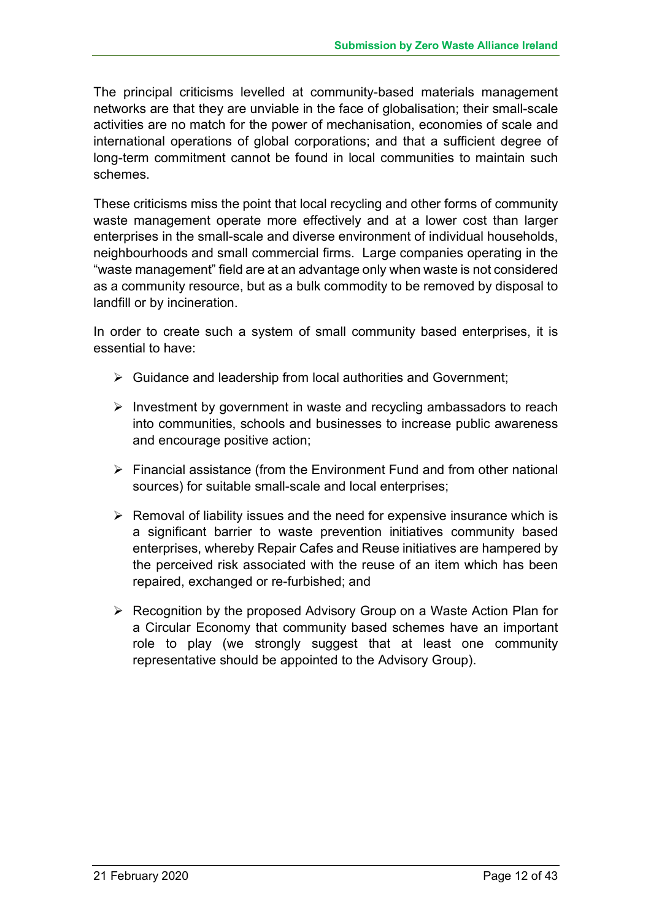The principal criticisms levelled at community-based materials management networks are that they are unviable in the face of globalisation; their small-scale activities are no match for the power of mechanisation, economies of scale and international operations of global corporations; and that a sufficient degree of long-term commitment cannot be found in local communities to maintain such schemes.

These criticisms miss the point that local recycling and other forms of community waste management operate more effectively and at a lower cost than larger enterprises in the small-scale and diverse environment of individual households, neighbourhoods and small commercial firms. Large companies operating in the "waste management" field are at an advantage only when waste is not considered as a community resource, but as a bulk commodity to be removed by disposal to landfill or by incineration.

In order to create such a system of small community based enterprises, it is essential to have:

- Guidance and leadership from local authorities and Government;
- Investment by government in waste and recycling ambassadors to reach into communities, schools and businesses to increase public awareness and encourage positive action;
- Financial assistance (from the Environment Fund and from other national sources) for suitable small-scale and local enterprises;
- Removal of liability issues and the need for expensive insurance which is a significant barrier to waste prevention initiatives community based enterprises, whereby Repair Cafes and Reuse initiatives are hampered by the perceived risk associated with the reuse of an item which has been repaired, exchanged or re-furbished; and
- Recognition by the proposed Advisory Group on a Waste Action Plan for a Circular Economy that community based schemes have an important role to play (we strongly suggest that at least one community representative should be appointed to the Advisory Group).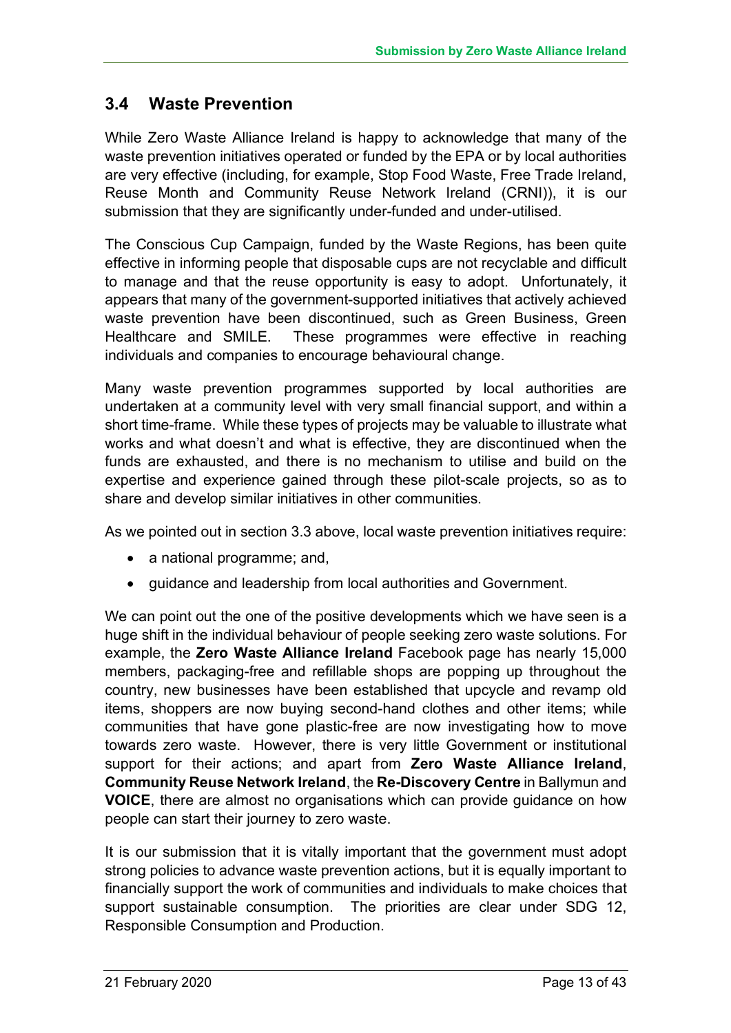## 3.4 Waste Prevention

While Zero Waste Alliance Ireland is happy to acknowledge that many of the waste prevention initiatives operated or funded by the EPA or by local authorities are very effective (including, for example, Stop Food Waste, Free Trade Ireland, Reuse Month and Community Reuse Network Ireland (CRNI)), it is our submission that they are significantly under-funded and under-utilised.

The Conscious Cup Campaign, funded by the Waste Regions, has been quite effective in informing people that disposable cups are not recyclable and difficult to manage and that the reuse opportunity is easy to adopt. Unfortunately, it appears that many of the government-supported initiatives that actively achieved waste prevention have been discontinued, such as Green Business, Green Healthcare and SMILE. These programmes were effective in reaching individuals and companies to encourage behavioural change.

Many waste prevention programmes supported by local authorities are undertaken at a community level with very small financial support, and within a short time-frame. While these types of projects may be valuable to illustrate what works and what doesn't and what is effective, they are discontinued when the funds are exhausted, and there is no mechanism to utilise and build on the expertise and experience gained through these pilot-scale projects, so as to share and develop similar initiatives in other communities.

As we pointed out in section 3.3 above, local waste prevention initiatives require:

- a national programme; and,
- guidance and leadership from local authorities and Government.

We can point out the one of the positive developments which we have seen is a huge shift in the individual behaviour of people seeking zero waste solutions. For example, the **Zero Waste Alliance Ireland** Facebook page has nearly 15,000 members, packaging-free and refillable shops are popping up throughout the country, new businesses have been established that upcycle and revamp old items, shoppers are now buying second-hand clothes and other items; while communities that have gone plastic-free are now investigating how to move towards zero waste. However, there is very little Government or institutional support for their actions; and apart from **Zero Waste Alliance Ireland**, **Community Reuse Network Ireland**, the **Re-Discovery Centre** in Ballymun and **VOICE**, there are almost no organisations which can provide guidance on how people can start their journey to zero waste.

It is our submission that it is vitally important that the government must adopt strong policies to advance waste prevention actions, but it is equally important to financially support the work of communities and individuals to make choices that support sustainable consumption. The priorities are clear under SDG 12, Responsible Consumption and Production.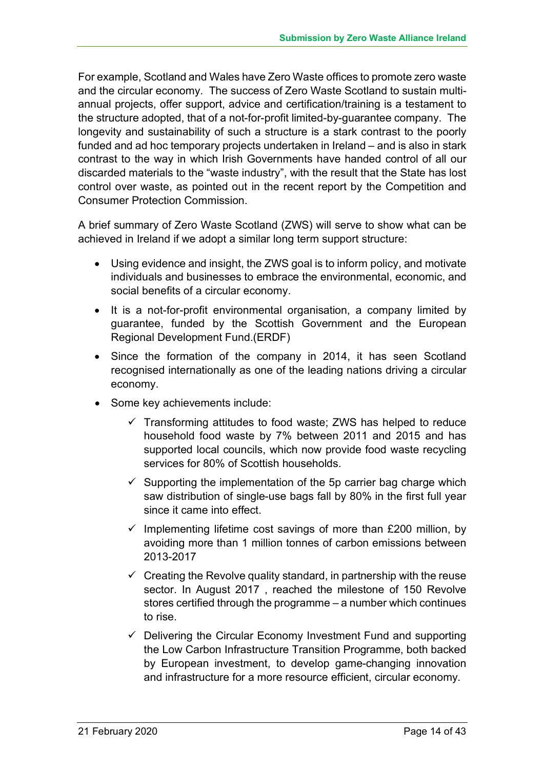For example, Scotland and Wales have Zero Waste offices to promote zero waste and the circular economy. The success of Zero Waste Scotland to sustain multi-annual projects, offer support, advice and certification/training is a testament to the structure adopted, that of a not-for-profit limited-by-guarantee company. The longevity and sustainability of such a structure is a stark contrast to the poorly funded and ad hoc temporary projects undertaken in Ireland – and is also in stark contrast to the way in which Irish Governments have handed control of all our discarded materials to the "waste industry", with the result that the State has lost control over waste, as pointed out in the recent report by the Competition and Consumer Protection Commission.

A brief summary of Zero Waste Scotland (ZWS) will serve to show what can be achieved in Ireland if we adopt a similar long term support structure:

- Using evidence and insight, the ZWS goal is to inform policy, and motivate individuals and businesses to embrace the environmental, economic, and social benefits of a circular economy.
- It is a not-for-profit environmental organisation, a company limited by guarantee, funded by the Scottish Government and the European Regional Development Fund.(ERDF)
- Since the formation of the company in 2014, it has seen Scotland recognised internationally as one of the leading nations driving a circular economy.
- Some key achievements include:
  - ✓ Transforming attitudes to food waste; ZWS has helped to reduce household food waste by 7% between 2011 and 2015 and has supported local councils, which now provide food waste recycling services for 80% of Scottish households.
  - ✓ Supporting the implementation of the 5p carrier bag charge which saw distribution of single-use bags fall by 80% in the first full year since it came into effect.
  - ✓ Implementing lifetime cost savings of more than £200 million, by avoiding more than 1 million tonnes of carbon emissions between 2013-2017
  - ✓ Creating the Revolve quality standard, in partnership with the reuse sector. In August 2017 , reached the milestone of 150 Revolve stores certified through the programme – a number which continues to rise.
  - ✓ Delivering the Circular Economy Investment Fund and supporting the Low Carbon Infrastructure Transition Programme, both backed by European investment, to develop game-changing innovation and infrastructure for a more resource efficient, circular economy.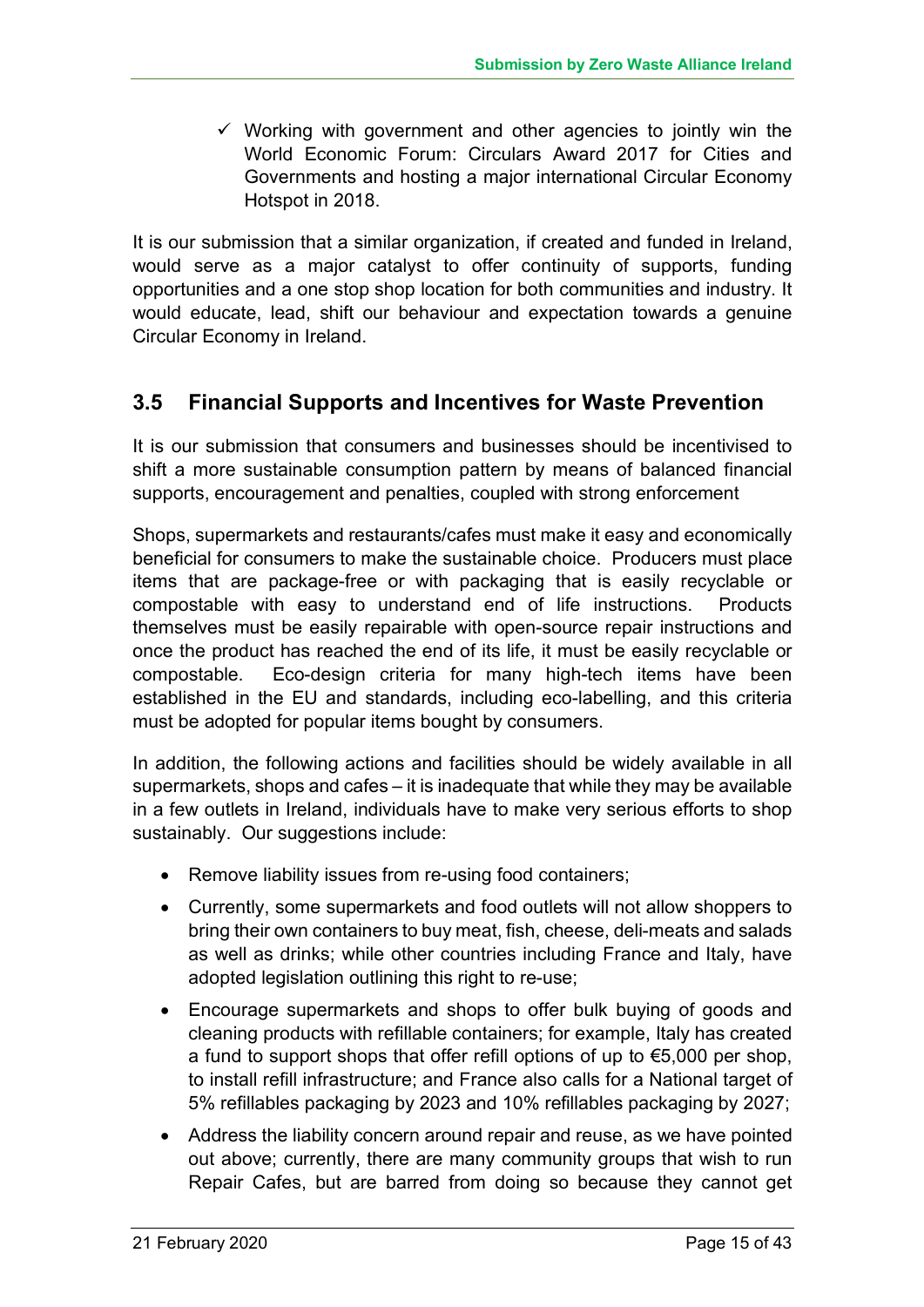- ✓ Working with government and other agencies to jointly win the World Economic Forum: Circulars Award 2017 for Cities and Governments and hosting a major international Circular Economy Hotspot in 2018.

It is our submission that a similar organization, if created and funded in Ireland, would serve as a major catalyst to offer continuity of supports, funding opportunities and a one stop shop location for both communities and industry. It would educate, lead, shift our behaviour and expectation towards a genuine Circular Economy in Ireland.

## 3.5 Financial Supports and Incentives for Waste Prevention

It is our submission that consumers and businesses should be incentivised to shift a more sustainable consumption pattern by means of balanced financial supports, encouragement and penalties, coupled with strong enforcement

Shops, supermarkets and restaurants/cafes must make it easy and economically beneficial for consumers to make the sustainable choice. Producers must place items that are package-free or with packaging that is easily recyclable or compostable with easy to understand end of life instructions. Products themselves must be easily repairable with open-source repair instructions and once the product has reached the end of its life, it must be easily recyclable or compostable. Eco-design criteria for many high-tech items have been established in the EU and standards, including eco-labelling, and this criteria must be adopted for popular items bought by consumers.

In addition, the following actions and facilities should be widely available in all supermarkets, shops and cafes – it is inadequate that while they may be available in a few outlets in Ireland, individuals have to make very serious efforts to shop sustainably. Our suggestions include:

- Remove liability issues from re-using food containers;
- Currently, some supermarkets and food outlets will not allow shoppers to bring their own containers to buy meat, fish, cheese, deli-meats and salads as well as drinks; while other countries including France and Italy, have adopted legislation outlining this right to re-use;
- Encourage supermarkets and shops to offer bulk buying of goods and cleaning products with refillable containers; for example, Italy has created a fund to support shops that offer refill options of up to €5,000 per shop, to install refill infrastructure; and France also calls for a National target of 5% refillables packaging by 2023 and 10% refillables packaging by 2027;
- Address the liability concern around repair and reuse, as we have pointed out above; currently, there are many community groups that wish to run Repair Cafes, but are barred from doing so because they cannot get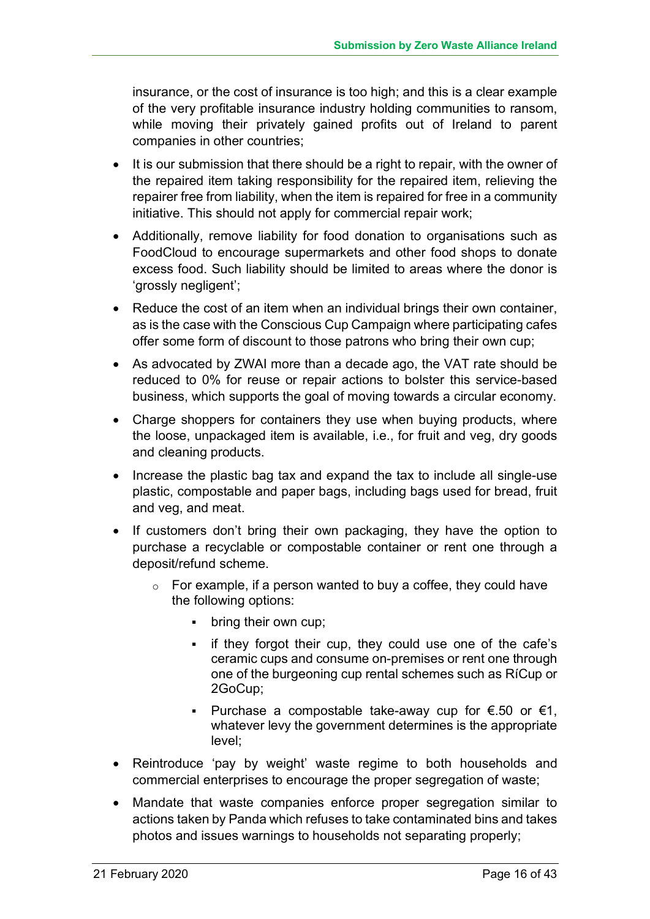insurance, or the cost of insurance is too high; and this is a clear example of the very profitable insurance industry holding communities to ransom, while moving their privately gained profits out of Ireland to parent companies in other countries;

- It is our submission that there should be a right to repair, with the owner of the repaired item taking responsibility for the repaired item, relieving the repairer free from liability, when the item is repaired for free in a community initiative. This should not apply for commercial repair work;
- Additionally, remove liability for food donation to organisations such as FoodCloud to encourage supermarkets and other food shops to donate excess food. Such liability should be limited to areas where the donor is 'grossly negligent';
- Reduce the cost of an item when an individual brings their own container, as is the case with the Conscious Cup Campaign where participating cafes offer some form of discount to those patrons who bring their own cup;
- As advocated by ZWAI more than a decade ago, the VAT rate should be reduced to 0% for reuse or repair actions to bolster this service-based business, which supports the goal of moving towards a circular economy.
- Charge shoppers for containers they use when buying products, where the loose, unpackaged item is available, i.e., for fruit and veg, dry goods and cleaning products.
- Increase the plastic bag tax and expand the tax to include all single-use plastic, compostable and paper bags, including bags used for bread, fruit and veg, and meat.
- If customers don't bring their own packaging, they have the option to purchase a recyclable or compostable container or rent one through a deposit/refund scheme.
  - For example, if a person wanted to buy a coffee, they could have the following options:
    - bring their own cup;
    - if they forgot their cup, they could use one of the cafe's ceramic cups and consume on-premises or rent one through one of the burgeoning cup rental schemes such as RíCup or 2GoCup;
    - Purchase a compostable take-away cup for €.50 or €1, whatever levy the government determines is the appropriate level;
- Reintroduce 'pay by weight' waste regime to both households and commercial enterprises to encourage the proper segregation of waste;
- Mandate that waste companies enforce proper segregation similar to actions taken by Panda which refuses to take contaminated bins and takes photos and issues warnings to households not separating properly;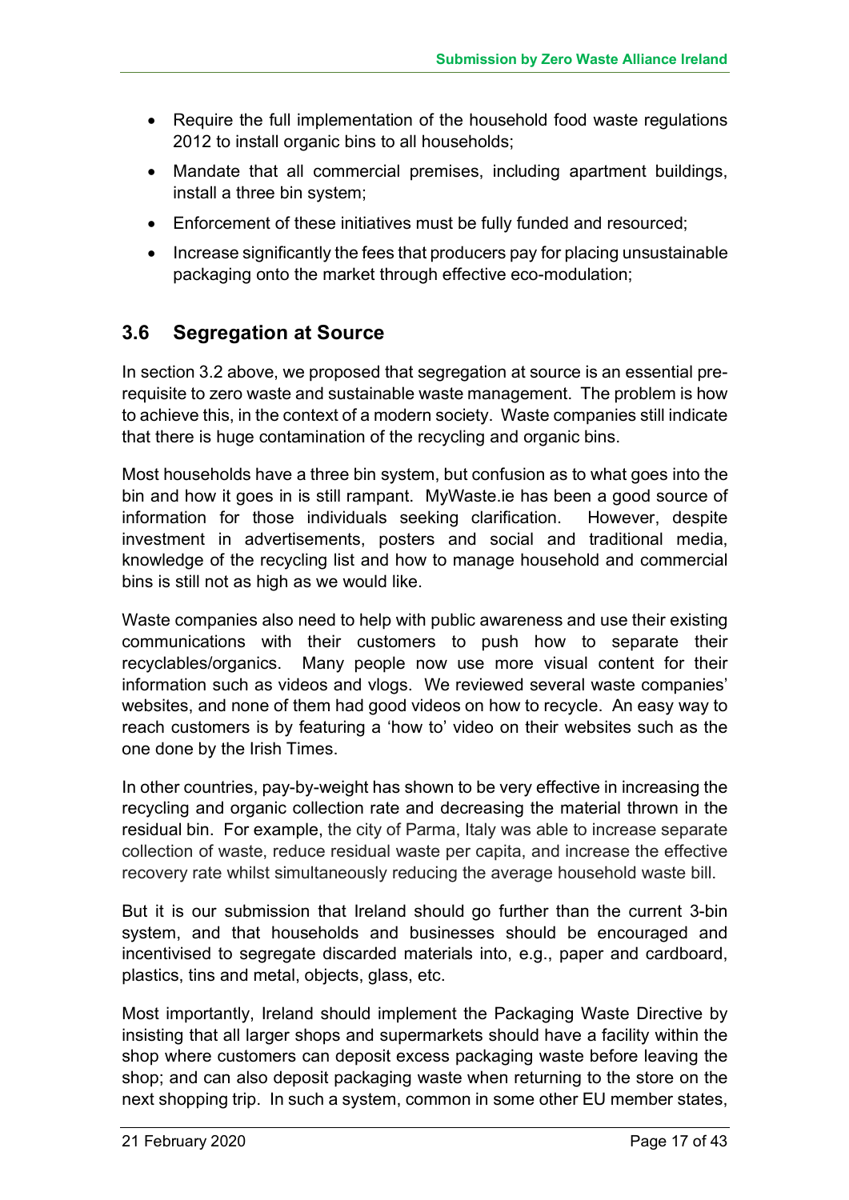- Require the full implementation of the household food waste regulations 2012 to install organic bins to all households;
- Mandate that all commercial premises, including apartment buildings, install a three bin system;
- Enforcement of these initiatives must be fully funded and resourced;
- Increase significantly the fees that producers pay for placing unsustainable packaging onto the market through effective eco-modulation;

## 3.6 Segregation at Source

In section 3.2 above, we proposed that segregation at source is an essential pre-requisite to zero waste and sustainable waste management. The problem is how to achieve this, in the context of a modern society. Waste companies still indicate that there is huge contamination of the recycling and organic bins.

Most households have a three bin system, but confusion as to what goes into the bin and how it goes in is still rampant. MyWaste.ie has been a good source of information for those individuals seeking clarification. However, despite investment in advertisements, posters and social and traditional media, knowledge of the recycling list and how to manage household and commercial bins is still not as high as we would like.

Waste companies also need to help with public awareness and use their existing communications with their customers to push how to separate their recyclables/organics. Many people now use more visual content for their information such as videos and vlogs. We reviewed several waste companies' websites, and none of them had good videos on how to recycle. An easy way to reach customers is by featuring a 'how to' video on their websites such as the one done by the Irish Times.

In other countries, pay-by-weight has shown to be very effective in increasing the recycling and organic collection rate and decreasing the material thrown in the residual bin. For example, the city of Parma, Italy was able to increase separate collection of waste, reduce residual waste per capita, and increase the effective recovery rate whilst simultaneously reducing the average household waste bill.

But it is our submission that Ireland should go further than the current 3-bin system, and that households and businesses should be encouraged and incentivised to segregate discarded materials into, e.g., paper and cardboard, plastics, tins and metal, objects, glass, etc.

Most importantly, Ireland should implement the Packaging Waste Directive by insisting that all larger shops and supermarkets should have a facility within the shop where customers can deposit excess packaging waste before leaving the shop; and can also deposit packaging waste when returning to the store on the next shopping trip. In such a system, common in some other EU member states,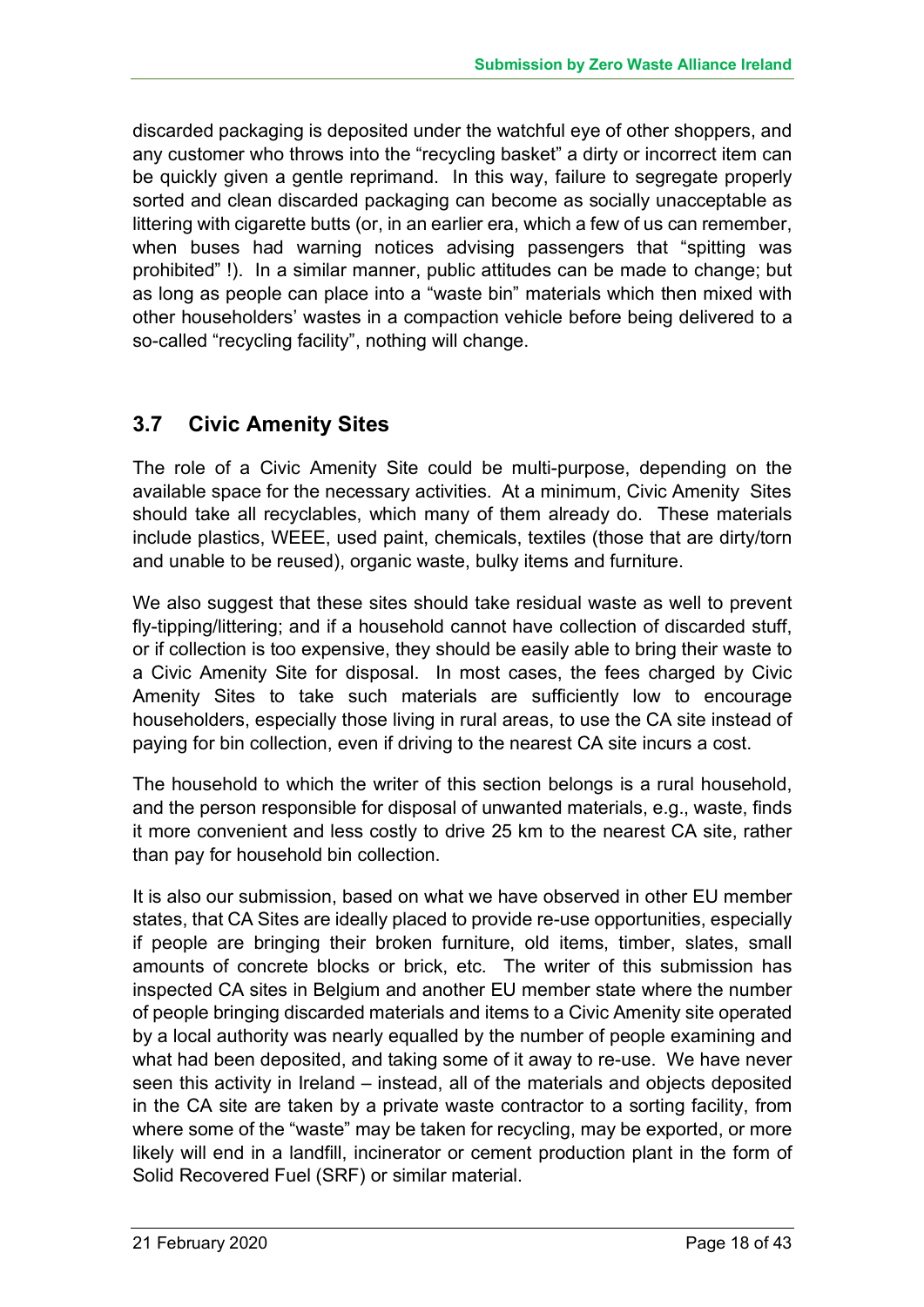discarded packaging is deposited under the watchful eye of other shoppers, and any customer who throws into the "recycling basket" a dirty or incorrect item can be quickly given a gentle reprimand. In this way, failure to segregate properly sorted and clean discarded packaging can become as socially unacceptable as littering with cigarette butts (or, in an earlier era, which a few of us can remember, when buses had warning notices advising passengers that "spitting was prohibited" !). In a similar manner, public attitudes can be made to change; but as long as people can place into a "waste bin" materials which then mixed with other householders' wastes in a compaction vehicle before being delivered to a so-called "recycling facility", nothing will change.

## 3.7 Civic Amenity Sites

The role of a Civic Amenity Site could be multi-purpose, depending on the available space for the necessary activities. At a minimum, Civic Amenity Sites should take all recyclables, which many of them already do. These materials include plastics, WEEE, used paint, chemicals, textiles (those that are dirty/torn and unable to be reused), organic waste, bulky items and furniture.

We also suggest that these sites should take residual waste as well to prevent fly-tipping/littering; and if a household cannot have collection of discarded stuff, or if collection is too expensive, they should be easily able to bring their waste to a Civic Amenity Site for disposal. In most cases, the fees charged by Civic Amenity Sites to take such materials are sufficiently low to encourage householders, especially those living in rural areas, to use the CA site instead of paying for bin collection, even if driving to the nearest CA site incurs a cost.

The household to which the writer of this section belongs is a rural household, and the person responsible for disposal of unwanted materials, e.g., waste, finds it more convenient and less costly to drive 25 km to the nearest CA site, rather than pay for household bin collection.

It is also our submission, based on what we have observed in other EU member states, that CA Sites are ideally placed to provide re-use opportunities, especially if people are bringing their broken furniture, old items, timber, slates, small amounts of concrete blocks or brick, etc. The writer of this submission has inspected CA sites in Belgium and another EU member state where the number of people bringing discarded materials and items to a Civic Amenity site operated by a local authority was nearly equalled by the number of people examining and what had been deposited, and taking some of it away to re-use. We have never seen this activity in Ireland – instead, all of the materials and objects deposited in the CA site are taken by a private waste contractor to a sorting facility, from where some of the "waste" may be taken for recycling, may be exported, or more likely will end in a landfill, incinerator or cement production plant in the form of Solid Recovered Fuel (SRF) or similar material.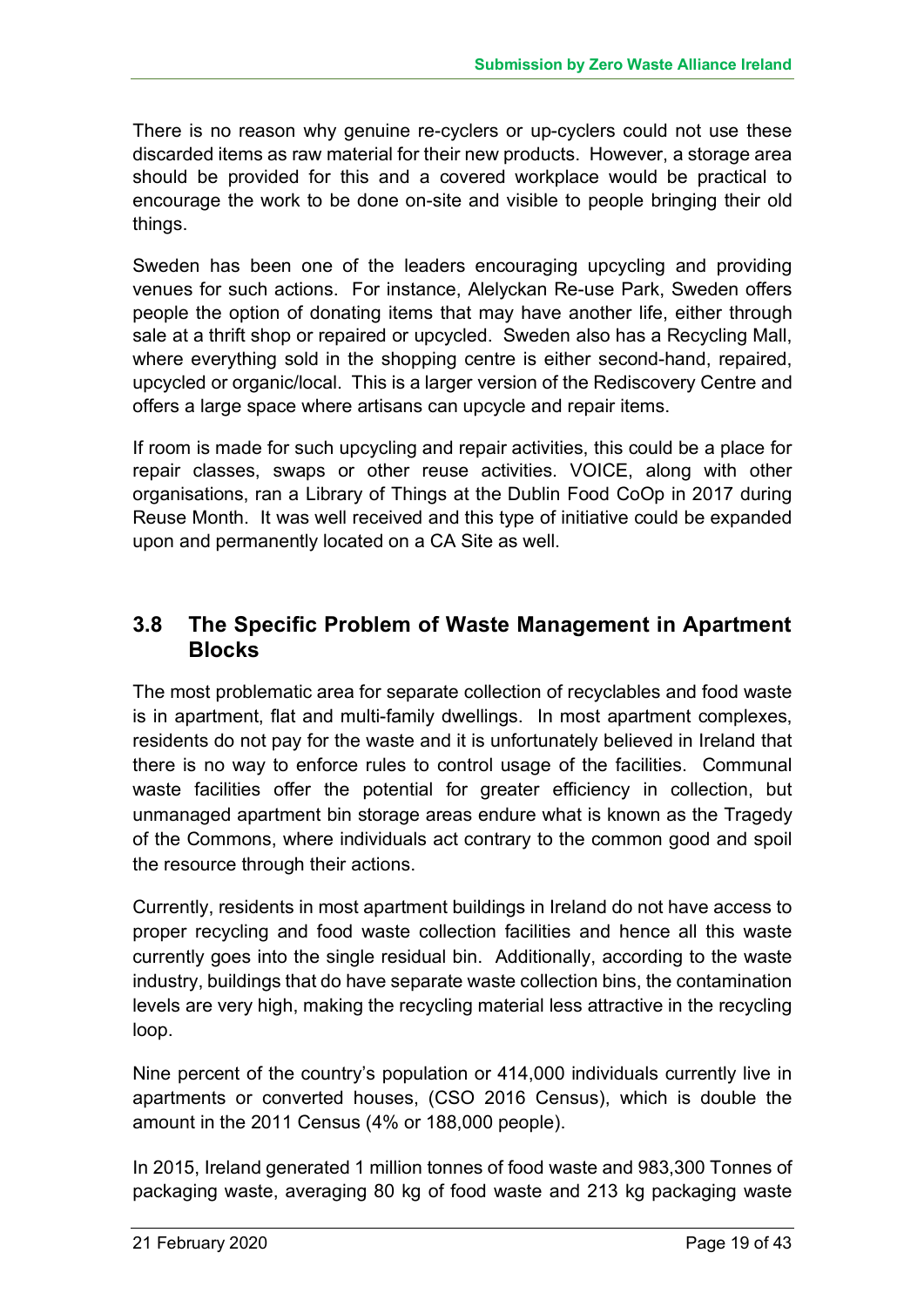There is no reason why genuine re-cyclers or up-cyclers could not use these discarded items as raw material for their new products. However, a storage area should be provided for this and a covered workplace would be practical to encourage the work to be done on-site and visible to people bringing their old things.

Sweden has been one of the leaders encouraging upcycling and providing venues for such actions. For instance, Alelyckan Re-use Park, Sweden offers people the option of donating items that may have another life, either through sale at a thrift shop or repaired or upcycled. Sweden also has a Recycling Mall, where everything sold in the shopping centre is either second-hand, repaired, upcycled or organic/local. This is a larger version of the Rediscovery Centre and offers a large space where artisans can upcycle and repair items.

If room is made for such upcycling and repair activities, this could be a place for repair classes, swaps or other reuse activities. VOICE, along with other organisations, ran a Library of Things at the Dublin Food CoOp in 2017 during Reuse Month. It was well received and this type of initiative could be expanded upon and permanently located on a CA Site as well.

## 3.8 The Specific Problem of Waste Management in Apartment Blocks

The most problematic area for separate collection of recyclables and food waste is in apartment, flat and multi-family dwellings. In most apartment complexes, residents do not pay for the waste and it is unfortunately believed in Ireland that there is no way to enforce rules to control usage of the facilities. Communal waste facilities offer the potential for greater efficiency in collection, but unmanaged apartment bin storage areas endure what is known as the Tragedy of the Commons, where individuals act contrary to the common good and spoil the resource through their actions.

Currently, residents in most apartment buildings in Ireland do not have access to proper recycling and food waste collection facilities and hence all this waste currently goes into the single residual bin. Additionally, according to the waste industry, buildings that do have separate waste collection bins, the contamination levels are very high, making the recycling material less attractive in the recycling loop.

Nine percent of the country's population or 414,000 individuals currently live in apartments or converted houses, (CSO 2016 Census), which is double the amount in the 2011 Census (4% or 188,000 people).

In 2015, Ireland generated 1 million tonnes of food waste and 983,300 Tonnes of packaging waste, averaging 80 kg of food waste and 213 kg packaging waste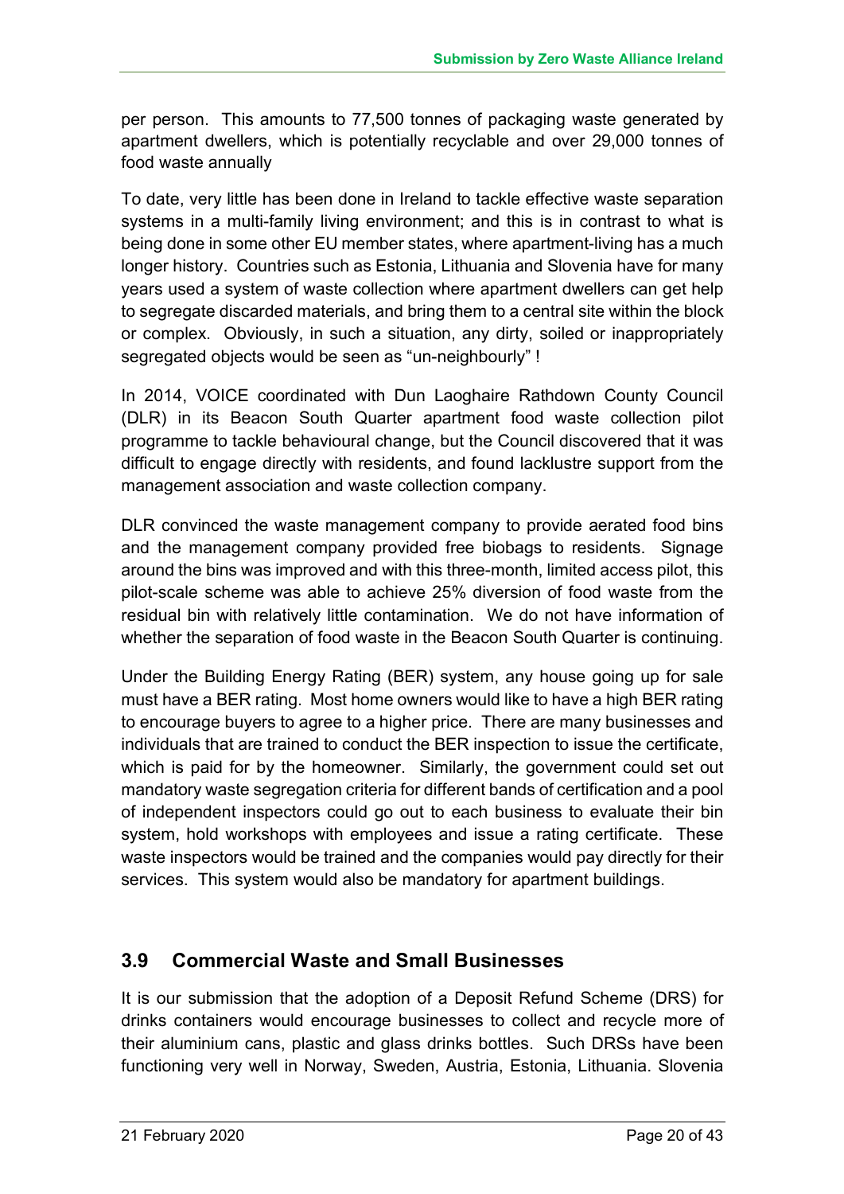per person. This amounts to 77,500 tonnes of packaging waste generated by apartment dwellers, which is potentially recyclable and over 29,000 tonnes of food waste annually

To date, very little has been done in Ireland to tackle effective waste separation systems in a multi-family living environment; and this is in contrast to what is being done in some other EU member states, where apartment-living has a much longer history. Countries such as Estonia, Lithuania and Slovenia have for many years used a system of waste collection where apartment dwellers can get help to segregate discarded materials, and bring them to a central site within the block or complex. Obviously, in such a situation, any dirty, soiled or inappropriately segregated objects would be seen as "un-neighbourly" !

In 2014, VOICE coordinated with Dun Laoghaire Rathdown County Council (DLR) in its Beacon South Quarter apartment food waste collection pilot programme to tackle behavioural change, but the Council discovered that it was difficult to engage directly with residents, and found lacklustre support from the management association and waste collection company.

DLR convinced the waste management company to provide aerated food bins and the management company provided free biobags to residents. Signage around the bins was improved and with this three-month, limited access pilot, this pilot-scale scheme was able to achieve 25% diversion of food waste from the residual bin with relatively little contamination. We do not have information of whether the separation of food waste in the Beacon South Quarter is continuing.

Under the Building Energy Rating (BER) system, any house going up for sale must have a BER rating. Most home owners would like to have a high BER rating to encourage buyers to agree to a higher price. There are many businesses and individuals that are trained to conduct the BER inspection to issue the certificate, which is paid for by the homeowner. Similarly, the government could set out mandatory waste segregation criteria for different bands of certification and a pool of independent inspectors could go out to each business to evaluate their bin system, hold workshops with employees and issue a rating certificate. These waste inspectors would be trained and the companies would pay directly for their services. This system would also be mandatory for apartment buildings.

## 3.9 Commercial Waste and Small Businesses

It is our submission that the adoption of a Deposit Refund Scheme (DRS) for drinks containers would encourage businesses to collect and recycle more of their aluminium cans, plastic and glass drinks bottles. Such DRSs have been functioning very well in Norway, Sweden, Austria, Estonia, Lithuania. Slovenia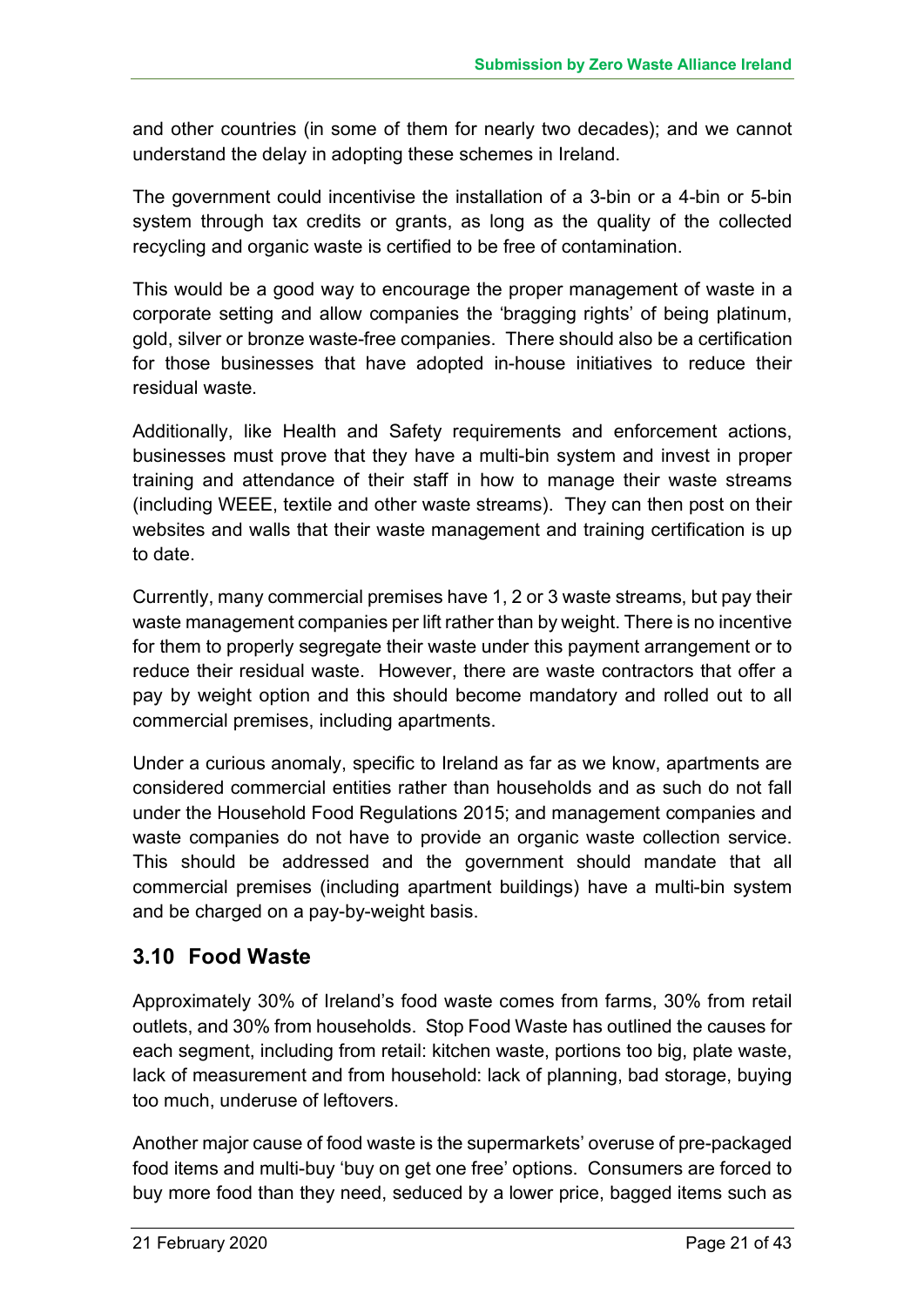and other countries (in some of them for nearly two decades); and we cannot understand the delay in adopting these schemes in Ireland.

The government could incentivise the installation of a 3-bin or a 4-bin or 5-bin system through tax credits or grants, as long as the quality of the collected recycling and organic waste is certified to be free of contamination.

This would be a good way to encourage the proper management of waste in a corporate setting and allow companies the 'bragging rights' of being platinum, gold, silver or bronze waste-free companies. There should also be a certification for those businesses that have adopted in-house initiatives to reduce their residual waste.

Additionally, like Health and Safety requirements and enforcement actions, businesses must prove that they have a multi-bin system and invest in proper training and attendance of their staff in how to manage their waste streams (including WEEE, textile and other waste streams). They can then post on their websites and walls that their waste management and training certification is up to date.

Currently, many commercial premises have 1, 2 or 3 waste streams, but pay their waste management companies per lift rather than by weight. There is no incentive for them to properly segregate their waste under this payment arrangement or to reduce their residual waste. However, there are waste contractors that offer a pay by weight option and this should become mandatory and rolled out to all commercial premises, including apartments.

Under a curious anomaly, specific to Ireland as far as we know, apartments are considered commercial entities rather than households and as such do not fall under the Household Food Regulations 2015; and management companies and waste companies do not have to provide an organic waste collection service. This should be addressed and the government should mandate that all commercial premises (including apartment buildings) have a multi-bin system and be charged on a pay-by-weight basis.

## 3.10 Food Waste

Approximately 30% of Ireland's food waste comes from farms, 30% from retail outlets, and 30% from households. Stop Food Waste has outlined the causes for each segment, including from retail: kitchen waste, portions too big, plate waste, lack of measurement and from household: lack of planning, bad storage, buying too much, underuse of leftovers.

Another major cause of food waste is the supermarkets' overuse of pre-packaged food items and multi-buy 'buy on get one free' options. Consumers are forced to buy more food than they need, seduced by a lower price, bagged items such as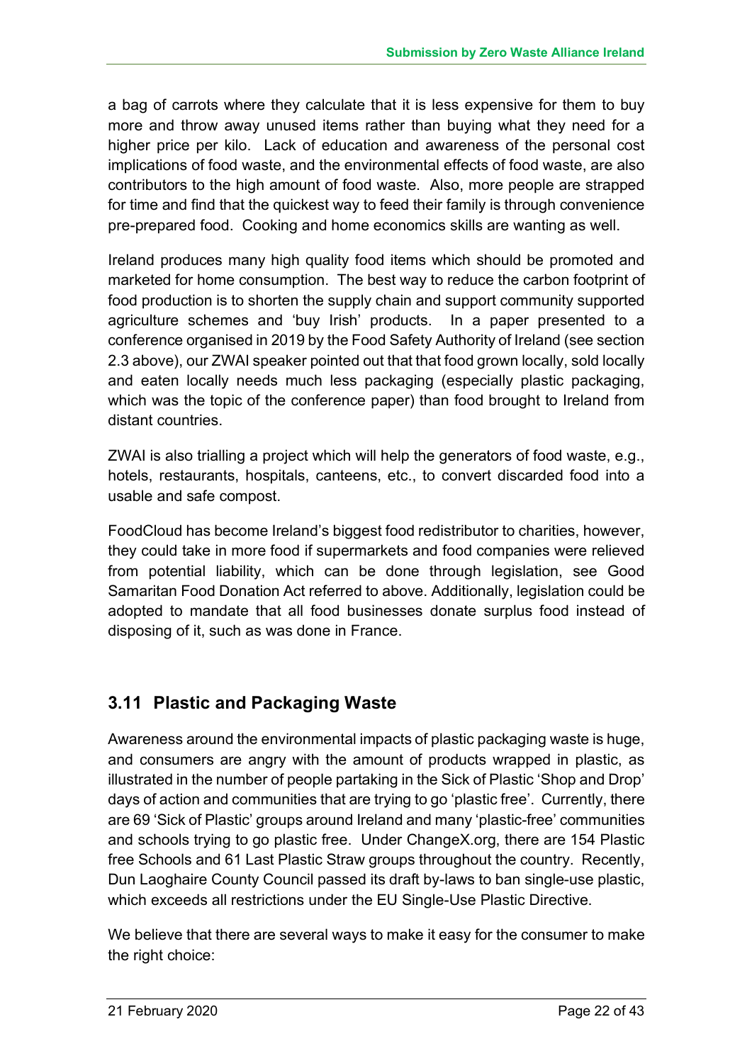a bag of carrots where they calculate that it is less expensive for them to buy more and throw away unused items rather than buying what they need for a higher price per kilo. Lack of education and awareness of the personal cost implications of food waste, and the environmental effects of food waste, are also contributors to the high amount of food waste. Also, more people are strapped for time and find that the quickest way to feed their family is through convenience pre-prepared food. Cooking and home economics skills are wanting as well.

Ireland produces many high quality food items which should be promoted and marketed for home consumption. The best way to reduce the carbon footprint of food production is to shorten the supply chain and support community supported agriculture schemes and 'buy Irish' products. In a paper presented to a conference organised in 2019 by the Food Safety Authority of Ireland (see section 2.3 above), our ZWAI speaker pointed out that that food grown locally, sold locally and eaten locally needs much less packaging (especially plastic packaging, which was the topic of the conference paper) than food brought to Ireland from distant countries.

ZWAI is also trialling a project which will help the generators of food waste, e.g., hotels, restaurants, hospitals, canteens, etc., to convert discarded food into a usable and safe compost.

FoodCloud has become Ireland's biggest food redistributor to charities, however, they could take in more food if supermarkets and food companies were relieved from potential liability, which can be done through legislation, see Good Samaritan Food Donation Act referred to above. Additionally, legislation could be adopted to mandate that all food businesses donate surplus food instead of disposing of it, such as was done in France.

## 3.11 Plastic and Packaging Waste

Awareness around the environmental impacts of plastic packaging waste is huge, and consumers are angry with the amount of products wrapped in plastic, as illustrated in the number of people partaking in the Sick of Plastic 'Shop and Drop' days of action and communities that are trying to go 'plastic free'. Currently, there are 69 'Sick of Plastic' groups around Ireland and many 'plastic-free' communities and schools trying to go plastic free. Under ChangeX.org, there are 154 Plastic free Schools and 61 Last Plastic Straw groups throughout the country. Recently, Dun Laoghaire County Council passed its draft by-laws to ban single-use plastic, which exceeds all restrictions under the EU Single-Use Plastic Directive.

We believe that there are several ways to make it easy for the consumer to make the right choice: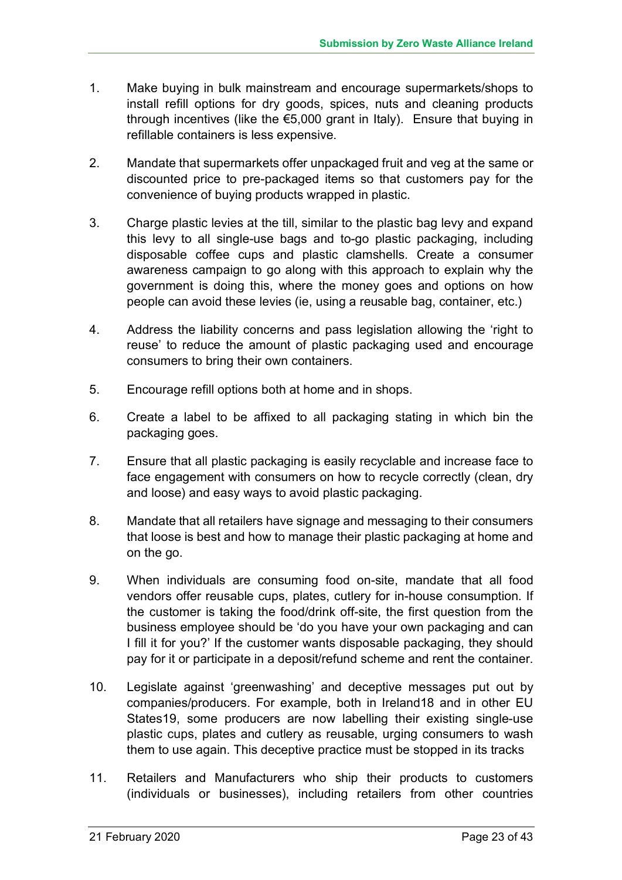1. Make buying in bulk mainstream and encourage supermarkets/shops to install refill options for dry goods, spices, nuts and cleaning products through incentives (like the €5,000 grant in Italy). Ensure that buying in refillable containers is less expensive.

2. Mandate that supermarkets offer unpackaged fruit and veg at the same or discounted price to pre-packaged items so that customers pay for the convenience of buying products wrapped in plastic.

3. Charge plastic levies at the till, similar to the plastic bag levy and expand this levy to all single-use bags and to-go plastic packaging, including disposable coffee cups and plastic clamshells. Create a consumer awareness campaign to go along with this approach to explain why the government is doing this, where the money goes and options on how people can avoid these levies (ie, using a reusable bag, container, etc.)

4. Address the liability concerns and pass legislation allowing the 'right to reuse' to reduce the amount of plastic packaging used and encourage consumers to bring their own containers.

5. Encourage refill options both at home and in shops.

6. Create a label to be affixed to all packaging stating in which bin the packaging goes.

7. Ensure that all plastic packaging is easily recyclable and increase face to face engagement with consumers on how to recycle correctly (clean, dry and loose) and easy ways to avoid plastic packaging.

8. Mandate that all retailers have signage and messaging to their consumers that loose is best and how to manage their plastic packaging at home and on the go.

9. When individuals are consuming food on-site, mandate that all food vendors offer reusable cups, plates, cutlery for in-house consumption. If the customer is taking the food/drink off-site, the first question from the business employee should be 'do you have your own packaging and can I fill it for you?' If the customer wants disposable packaging, they should pay for it or participate in a deposit/refund scheme and rent the container.

10. Legislate against 'greenwashing' and deceptive messages put out by companies/producers. For example, both in Ireland[18] and in other EU States[19], some producers are now labelling their existing single-use plastic cups, plates and cutlery as reusable, urging consumers to wash them to use again. This deceptive practice must be stopped in its tracks

11. Retailers and Manufacturers who ship their products to customers (individuals or businesses), including retailers from other countries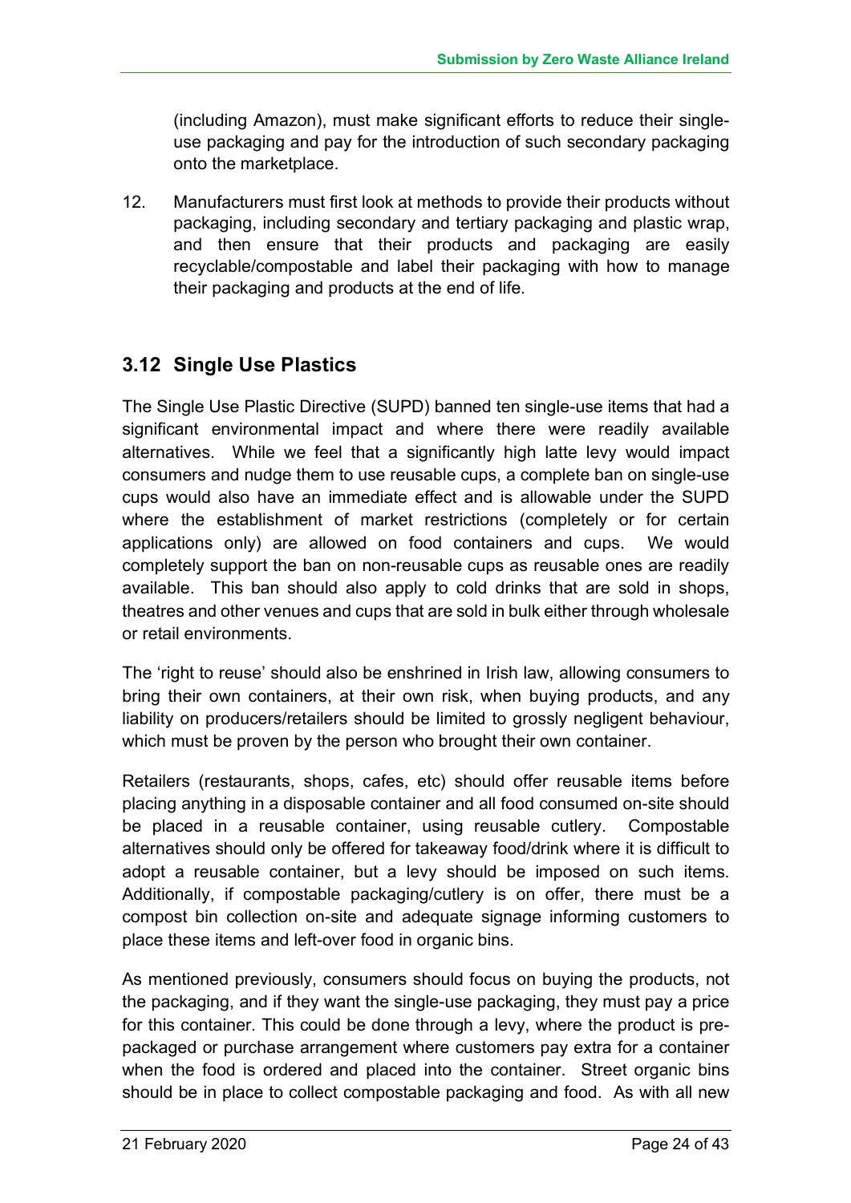(including Amazon), must make significant efforts to reduce their single-use packaging and pay for the introduction of such secondary packaging onto the marketplace.

12. Manufacturers must first look at methods to provide their products without packaging, including secondary and tertiary packaging and plastic wrap, and then ensure that their products and packaging are easily recyclable/compostable and label their packaging with how to manage their packaging and products at the end of life.

## 3.12 Single Use Plastics

The Single Use Plastic Directive (SUPD) banned ten single-use items that had a significant environmental impact and where there were readily available alternatives. While we feel that a significantly high latte levy would impact consumers and nudge them to use reusable cups, a complete ban on single-use cups would also have an immediate effect and is allowable under the SUPD where the establishment of market restrictions (completely or for certain applications only) are allowed on food containers and cups. We would completely support the ban on non-reusable cups as reusable ones are readily available. This ban should also apply to cold drinks that are sold in shops, theatres and other venues and cups that are sold in bulk either through wholesale or retail environments.

The 'right to reuse' should also be enshrined in Irish law, allowing consumers to bring their own containers, at their own risk, when buying products, and any liability on producers/retailers should be limited to grossly negligent behaviour, which must be proven by the person who brought their own container.

Retailers (restaurants, shops, cafes, etc) should offer reusable items before placing anything in a disposable container and all food consumed on-site should be placed in a reusable container, using reusable cutlery. Compostable alternatives should only be offered for takeaway food/drink where it is difficult to adopt a reusable container, but a levy should be imposed on such items. Additionally, if compostable packaging/cutlery is on offer, there must be a compost bin collection on-site and adequate signage informing customers to place these items and left-over food in organic bins.

As mentioned previously, consumers should focus on buying the products, not the packaging, and if they want the single-use packaging, they must pay a price for this container. This could be done through a levy, where the product is pre-packaged or purchase arrangement where customers pay extra for a container when the food is ordered and placed into the container. Street organic bins should be in place to collect compostable packaging and food. As with all new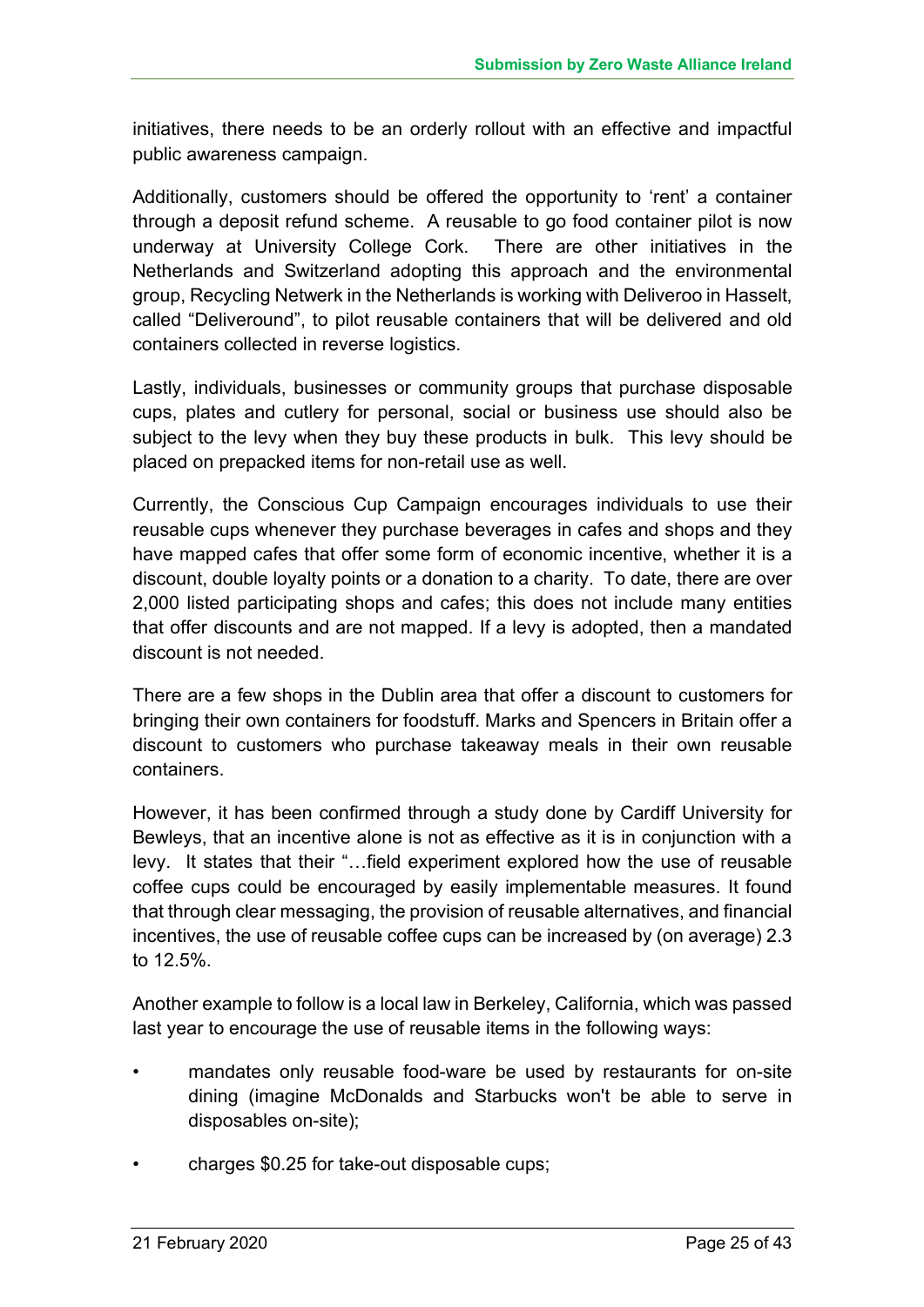initiatives, there needs to be an orderly rollout with an effective and impactful public awareness campaign.

Additionally, customers should be offered the opportunity to 'rent' a container through a deposit refund scheme. A reusable to go food container pilot is now underway at University College Cork. There are other initiatives in the Netherlands and Switzerland adopting this approach and the environmental group, Recycling Netwerk in the Netherlands is working with Deliveroo in Hasselt, called "Deliveround", to pilot reusable containers that will be delivered and old containers collected in reverse logistics.

Lastly, individuals, businesses or community groups that purchase disposable cups, plates and cutlery for personal, social or business use should also be subject to the levy when they buy these products in bulk. This levy should be placed on prepacked items for non-retail use as well.

Currently, the Conscious Cup Campaign encourages individuals to use their reusable cups whenever they purchase beverages in cafes and shops and they have mapped cafes that offer some form of economic incentive, whether it is a discount, double loyalty points or a donation to a charity. To date, there are over 2,000 listed participating shops and cafes; this does not include many entities that offer discounts and are not mapped. If a levy is adopted, then a mandated discount is not needed.

There are a few shops in the Dublin area that offer a discount to customers for bringing their own containers for foodstuff. Marks and Spencers in Britain offer a discount to customers who purchase takeaway meals in their own reusable containers.

However, it has been confirmed through a study done by Cardiff University for Bewleys, that an incentive alone is not as effective as it is in conjunction with a levy. It states that their "…field experiment explored how the use of reusable coffee cups could be encouraged by easily implementable measures. It found that through clear messaging, the provision of reusable alternatives, and financial incentives, the use of reusable coffee cups can be increased by (on average) 2.3 to 12.5%.

Another example to follow is a local law in Berkeley, California, which was passed last year to encourage the use of reusable items in the following ways:

- mandates only reusable food-ware be used by restaurants for on-site dining (imagine McDonalds and Starbucks won't be able to serve in disposables on-site);
- charges $0.25 for take-out disposable cups;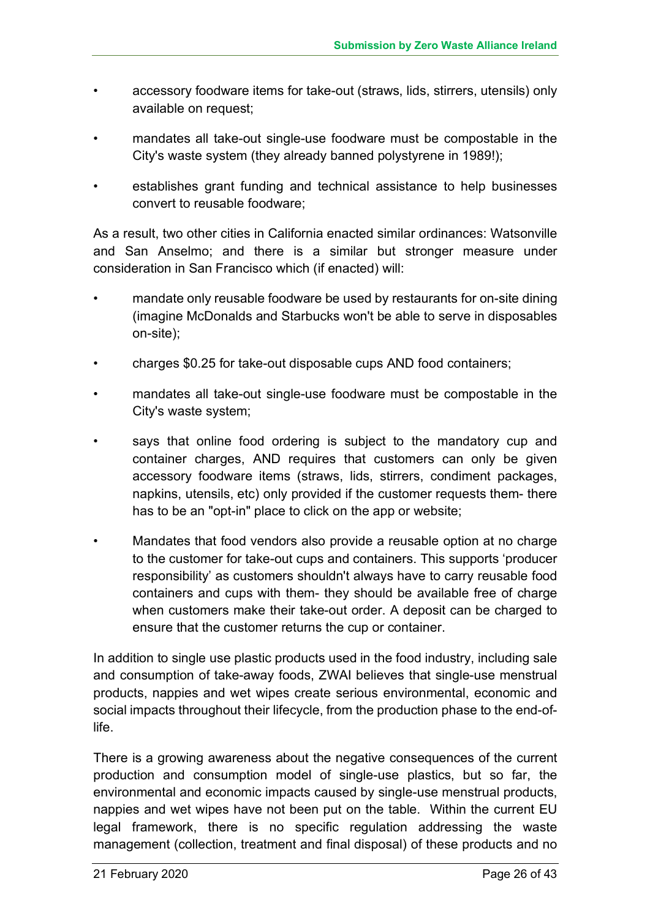- accessory foodware items for take-out (straws, lids, stirrers, utensils) only available on request;
- mandates all take-out single-use foodware must be compostable in the City's waste system (they already banned polystyrene in 1989!);
- establishes grant funding and technical assistance to help businesses convert to reusable foodware;

As a result, two other cities in California enacted similar ordinances: Watsonville and San Anselmo; and there is a similar but stronger measure under consideration in San Francisco which (if enacted) will:

- mandate only reusable foodware be used by restaurants for on-site dining (imagine McDonalds and Starbucks won't be able to serve in disposables on-site);
- charges $0.25 for take-out disposable cups AND food containers;
- mandates all take-out single-use foodware must be compostable in the City's waste system;
- says that online food ordering is subject to the mandatory cup and container charges, AND requires that customers can only be given accessory foodware items (straws, lids, stirrers, condiment packages, napkins, utensils, etc) only provided if the customer requests them- there has to be an "opt-in" place to click on the app or website;
- Mandates that food vendors also provide a reusable option at no charge to the customer for take-out cups and containers. This supports 'producer responsibility' as customers shouldn't always have to carry reusable food containers and cups with them- they should be available free of charge when customers make their take-out order. A deposit can be charged to ensure that the customer returns the cup or container.

In addition to single use plastic products used in the food industry, including sale and consumption of take-away foods, ZWAI believes that single-use menstrual products, nappies and wet wipes create serious environmental, economic and social impacts throughout their lifecycle, from the production phase to the end-of-life.

There is a growing awareness about the negative consequences of the current production and consumption model of single-use plastics, but so far, the environmental and economic impacts caused by single-use menstrual products, nappies and wet wipes have not been put on the table. Within the current EU legal framework, there is no specific regulation addressing the waste management (collection, treatment and final disposal) of these products and no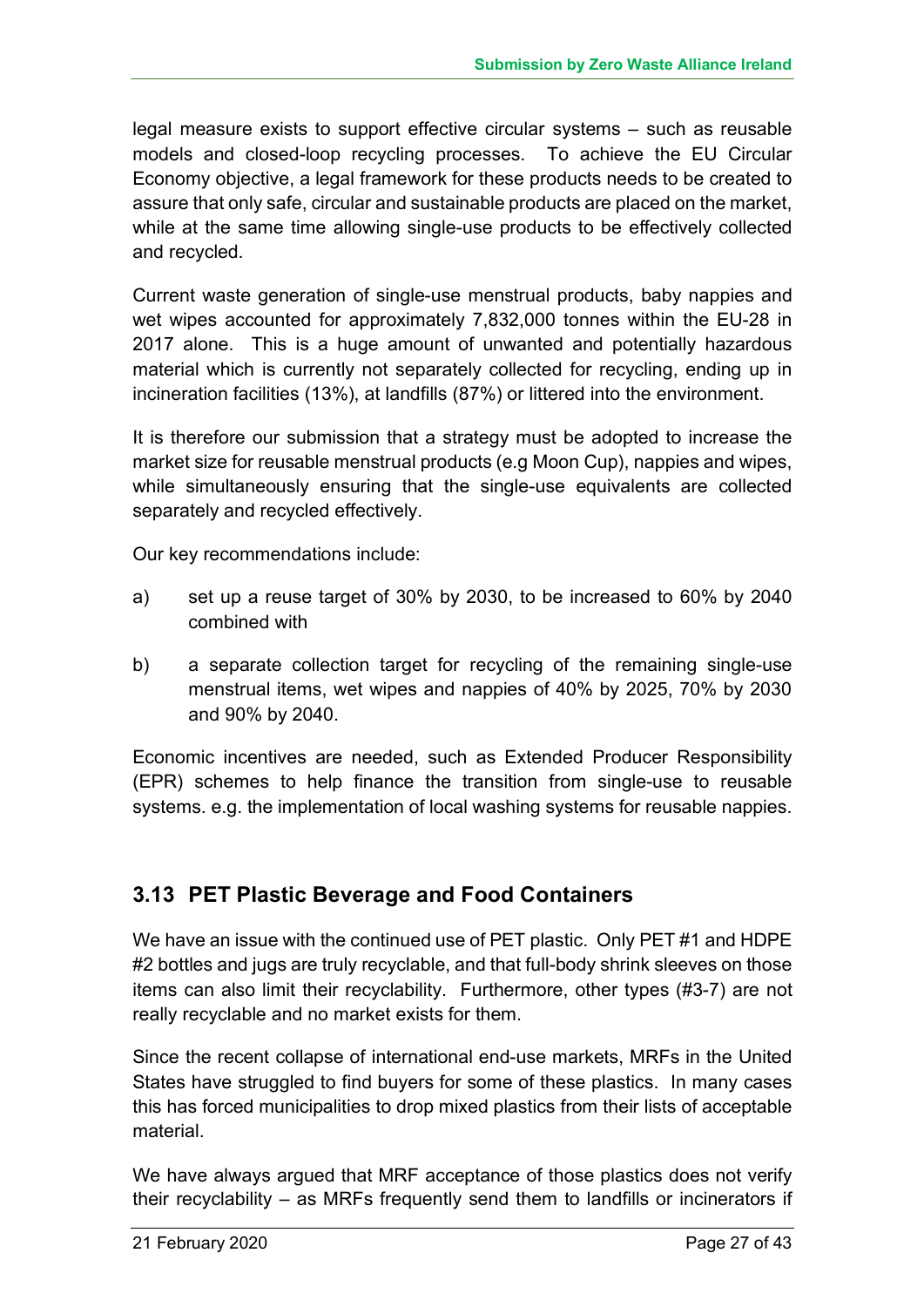legal measure exists to support effective circular systems – such as reusable models and closed-loop recycling processes. To achieve the EU Circular Economy objective, a legal framework for these products needs to be created to assure that only safe, circular and sustainable products are placed on the market, while at the same time allowing single-use products to be effectively collected and recycled.

Current waste generation of single-use menstrual products, baby nappies and wet wipes accounted for approximately 7,832,000 tonnes within the EU-28 in 2017 alone. This is a huge amount of unwanted and potentially hazardous material which is currently not separately collected for recycling, ending up in incineration facilities (13%), at landfills (87%) or littered into the environment.

It is therefore our submission that a strategy must be adopted to increase the market size for reusable menstrual products (e.g Moon Cup), nappies and wipes, while simultaneously ensuring that the single-use equivalents are collected separately and recycled effectively.

Our key recommendations include:

a) set up a reuse target of 30% by 2030, to be increased to 60% by 2040 combined with

b) a separate collection target for recycling of the remaining single-use menstrual items, wet wipes and nappies of 40% by 2025, 70% by 2030 and 90% by 2040.

Economic incentives are needed, such as Extended Producer Responsibility (EPR) schemes to help finance the transition from single-use to reusable systems. e.g. the implementation of local washing systems for reusable nappies.

## 3.13 PET Plastic Beverage and Food Containers

We have an issue with the continued use of PET plastic. Only PET #1 and HDPE #2 bottles and jugs are truly recyclable, and that full-body shrink sleeves on those items can also limit their recyclability. Furthermore, other types (#3-7) are not really recyclable and no market exists for them.

Since the recent collapse of international end-use markets, MRFs in the United States have struggled to find buyers for some of these plastics. In many cases this has forced municipalities to drop mixed plastics from their lists of acceptable material.

We have always argued that MRF acceptance of those plastics does not verify their recyclability – as MRFs frequently send them to landfills or incinerators if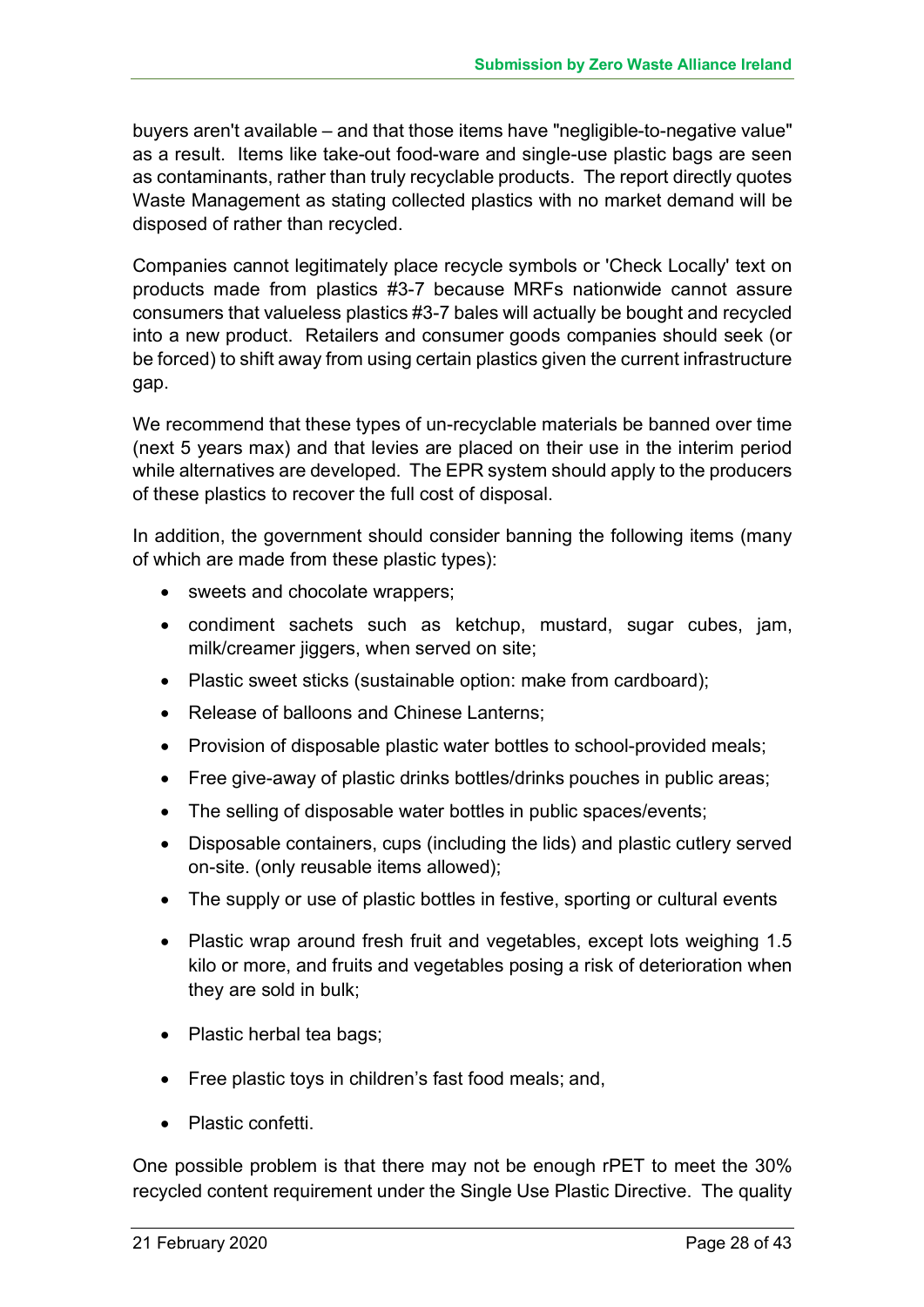buyers aren't available – and that those items have "negligible-to-negative value" as a result. Items like take-out food-ware and single-use plastic bags are seen as contaminants, rather than truly recyclable products. The report directly quotes Waste Management as stating collected plastics with no market demand will be disposed of rather than recycled.

Companies cannot legitimately place recycle symbols or 'Check Locally' text on products made from plastics #3-7 because MRFs nationwide cannot assure consumers that valueless plastics #3-7 bales will actually be bought and recycled into a new product. Retailers and consumer goods companies should seek (or be forced) to shift away from using certain plastics given the current infrastructure gap.

We recommend that these types of un-recyclable materials be banned over time (next 5 years max) and that levies are placed on their use in the interim period while alternatives are developed. The EPR system should apply to the producers of these plastics to recover the full cost of disposal.

In addition, the government should consider banning the following items (many of which are made from these plastic types):

- sweets and chocolate wrappers;
- condiment sachets such as ketchup, mustard, sugar cubes, jam, milk/creamer jiggers, when served on site;
- Plastic sweet sticks (sustainable option: make from cardboard);
- Release of balloons and Chinese Lanterns;
- Provision of disposable plastic water bottles to school-provided meals;
- Free give-away of plastic drinks bottles/drinks pouches in public areas;
- The selling of disposable water bottles in public spaces/events;
- Disposable containers, cups (including the lids) and plastic cutlery served on-site. (only reusable items allowed);
- The supply or use of plastic bottles in festive, sporting or cultural events
- Plastic wrap around fresh fruit and vegetables, except lots weighing 1.5 kilo or more, and fruits and vegetables posing a risk of deterioration when they are sold in bulk;
- Plastic herbal tea bags;
- Free plastic toys in children's fast food meals; and,
- Plastic confetti.

One possible problem is that there may not be enough rPET to meet the 30% recycled content requirement under the Single Use Plastic Directive. The quality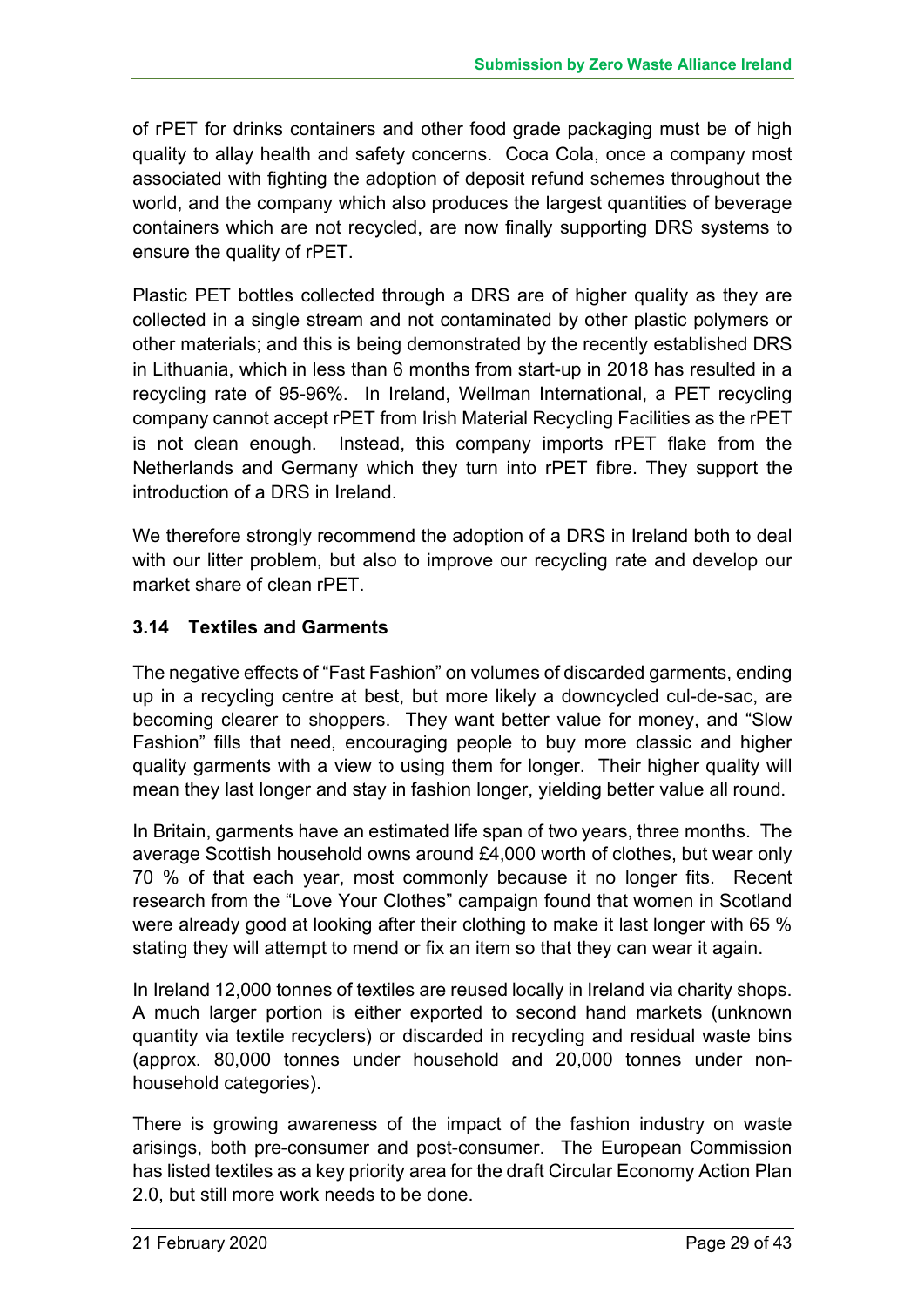of rPET for drinks containers and other food grade packaging must be of high quality to allay health and safety concerns. Coca Cola, once a company most associated with fighting the adoption of deposit refund schemes throughout the world, and the company which also produces the largest quantities of beverage containers which are not recycled, are now finally supporting DRS systems to ensure the quality of rPET.

Plastic PET bottles collected through a DRS are of higher quality as they are collected in a single stream and not contaminated by other plastic polymers or other materials; and this is being demonstrated by the recently established DRS in Lithuania, which in less than 6 months from start-up in 2018 has resulted in a recycling rate of 95-96%. In Ireland, Wellman International, a PET recycling company cannot accept rPET from Irish Material Recycling Facilities as the rPET is not clean enough. Instead, this company imports rPET flake from the Netherlands and Germany which they turn into rPET fibre. They support the introduction of a DRS in Ireland.

We therefore strongly recommend the adoption of a DRS in Ireland both to deal with our litter problem, but also to improve our recycling rate and develop our market share of clean rPET.

### 3.14 Textiles and Garments

The negative effects of "Fast Fashion" on volumes of discarded garments, ending up in a recycling centre at best, but more likely a downcycled cul-de-sac, are becoming clearer to shoppers. They want better value for money, and "Slow Fashion" fills that need, encouraging people to buy more classic and higher quality garments with a view to using them for longer. Their higher quality will mean they last longer and stay in fashion longer, yielding better value all round.

In Britain, garments have an estimated life span of two years, three months. The average Scottish household owns around £4,000 worth of clothes, but wear only 70 % of that each year, most commonly because it no longer fits. Recent research from the "Love Your Clothes" campaign found that women in Scotland were already good at looking after their clothing to make it last longer with 65 % stating they will attempt to mend or fix an item so that they can wear it again.

In Ireland 12,000 tonnes of textiles are reused locally in Ireland via charity shops. A much larger portion is either exported to second hand markets (unknown quantity via textile recyclers) or discarded in recycling and residual waste bins (approx. 80,000 tonnes under household and 20,000 tonnes under non-household categories).

There is growing awareness of the impact of the fashion industry on waste arisings, both pre-consumer and post-consumer. The European Commission has listed textiles as a key priority area for the draft Circular Economy Action Plan 2.0, but still more work needs to be done.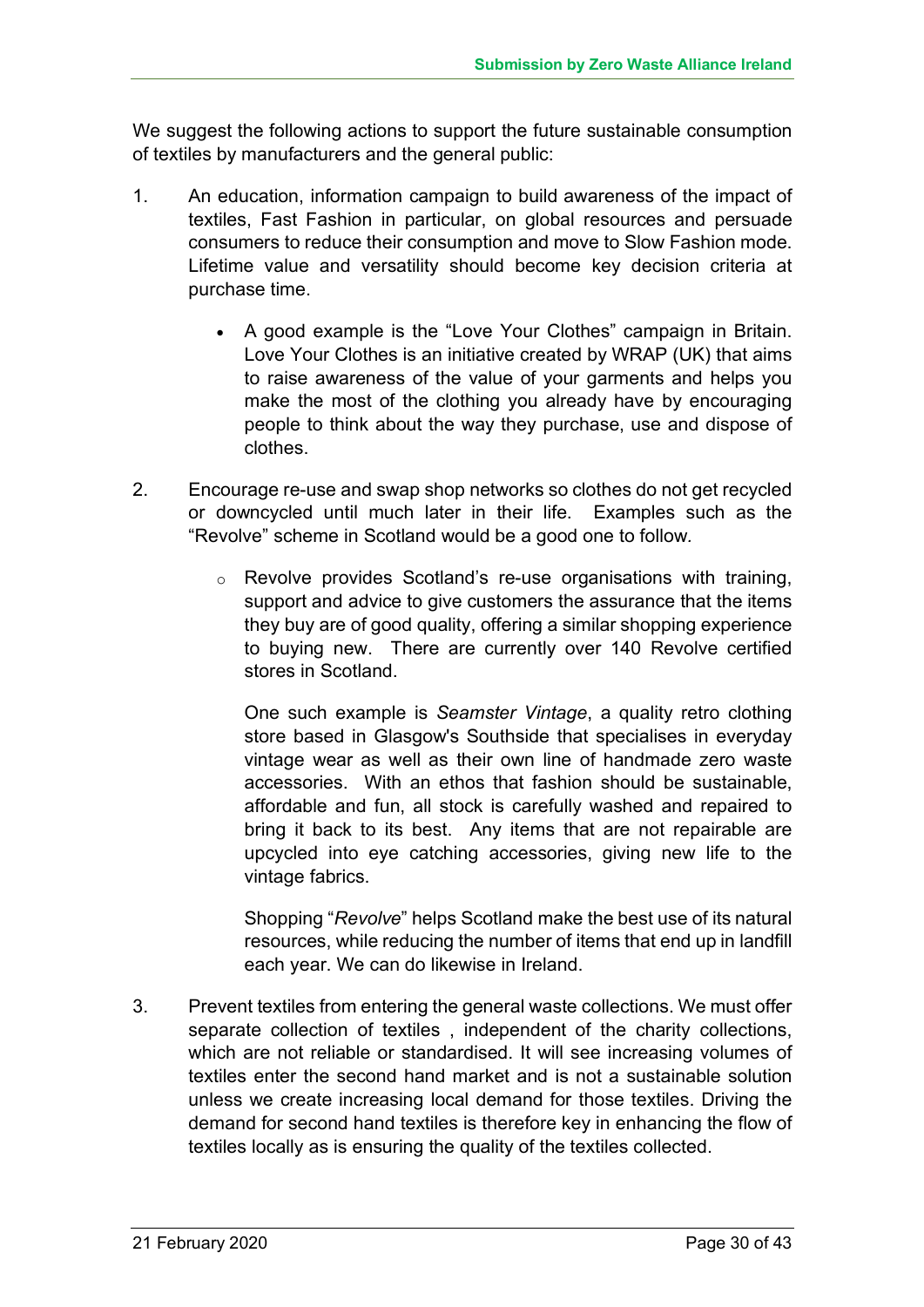We suggest the following actions to support the future sustainable consumption of textiles by manufacturers and the general public:

1. An education, information campaign to build awareness of the impact of textiles, Fast Fashion in particular, on global resources and persuade consumers to reduce their consumption and move to Slow Fashion mode. Lifetime value and versatility should become key decision criteria at purchase time.

    - A good example is the "Love Your Clothes" campaign in Britain. Love Your Clothes is an initiative created by WRAP (UK) that aims to raise awareness of the value of your garments and helps you make the most of the clothing you already have by encouraging people to think about the way they purchase, use and dispose of clothes.

2. Encourage re-use and swap shop networks so clothes do not get recycled or downcycled until much later in their life. Examples such as the "Revolve" scheme in Scotland would be a good one to follow.

    - Revolve provides Scotland's re-use organisations with training, support and advice to give customers the assurance that the items they buy are of good quality, offering a similar shopping experience to buying new. There are currently over 140 Revolve certified stores in Scotland.

      One such example is *Seamster Vintage*, a quality retro clothing store based in Glasgow's Southside that specialises in everyday vintage wear as well as their own line of handmade zero waste accessories. With an ethos that fashion should be sustainable, affordable and fun, all stock is carefully washed and repaired to bring it back to its best. Any items that are not repairable are upcycled into eye catching accessories, giving new life to the vintage fabrics.

      Shopping "*Revolve*" helps Scotland make the best use of its natural resources, while reducing the number of items that end up in landfill each year. We can do likewise in Ireland.

3. Prevent textiles from entering the general waste collections. We must offer separate collection of textiles , independent of the charity collections, which are not reliable or standardised. It will see increasing volumes of textiles enter the second hand market and is not a sustainable solution unless we create increasing local demand for those textiles. Driving the demand for second hand textiles is therefore key in enhancing the flow of textiles locally as is ensuring the quality of the textiles collected.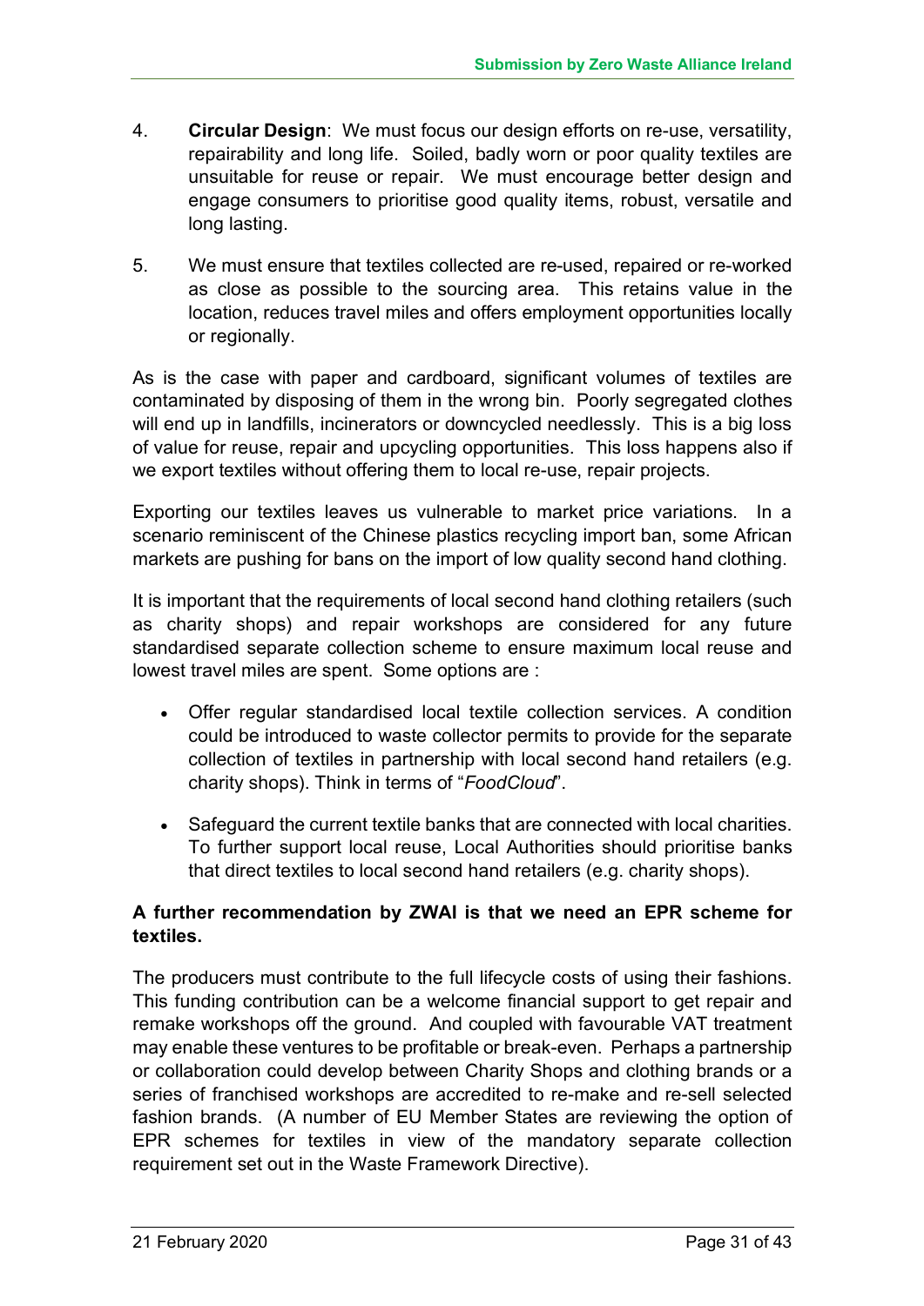4. **Circular Design**: We must focus our design efforts on re-use, versatility, repairability and long life. Soiled, badly worn or poor quality textiles are unsuitable for reuse or repair. We must encourage better design and engage consumers to prioritise good quality items, robust, versatile and long lasting.

5. We must ensure that textiles collected are re-used, repaired or re-worked as close as possible to the sourcing area. This retains value in the location, reduces travel miles and offers employment opportunities locally or regionally.

As is the case with paper and cardboard, significant volumes of textiles are contaminated by disposing of them in the wrong bin. Poorly segregated clothes will end up in landfills, incinerators or downcycled needlessly. This is a big loss of value for reuse, repair and upcycling opportunities. This loss happens also if we export textiles without offering them to local re-use, repair projects.

Exporting our textiles leaves us vulnerable to market price variations. In a scenario reminiscent of the Chinese plastics recycling import ban, some African markets are pushing for bans on the import of low quality second hand clothing.

It is important that the requirements of local second hand clothing retailers (such as charity shops) and repair workshops are considered for any future standardised separate collection scheme to ensure maximum local reuse and lowest travel miles are spent. Some options are :

- Offer regular standardised local textile collection services. A condition could be introduced to waste collector permits to provide for the separate collection of textiles in partnership with local second hand retailers (e.g. charity shops). Think in terms of "*FoodCloud*".
- Safeguard the current textile banks that are connected with local charities. To further support local reuse, Local Authorities should prioritise banks that direct textiles to local second hand retailers (e.g. charity shops).

**A further recommendation by ZWAI is that we need an EPR scheme for textiles.**

The producers must contribute to the full lifecycle costs of using their fashions. This funding contribution can be a welcome financial support to get repair and remake workshops off the ground. And coupled with favourable VAT treatment may enable these ventures to be profitable or break-even. Perhaps a partnership or collaboration could develop between Charity Shops and clothing brands or a series of franchised workshops are accredited to re-make and re-sell selected fashion brands. (A number of EU Member States are reviewing the option of EPR schemes for textiles in view of the mandatory separate collection requirement set out in the Waste Framework Directive).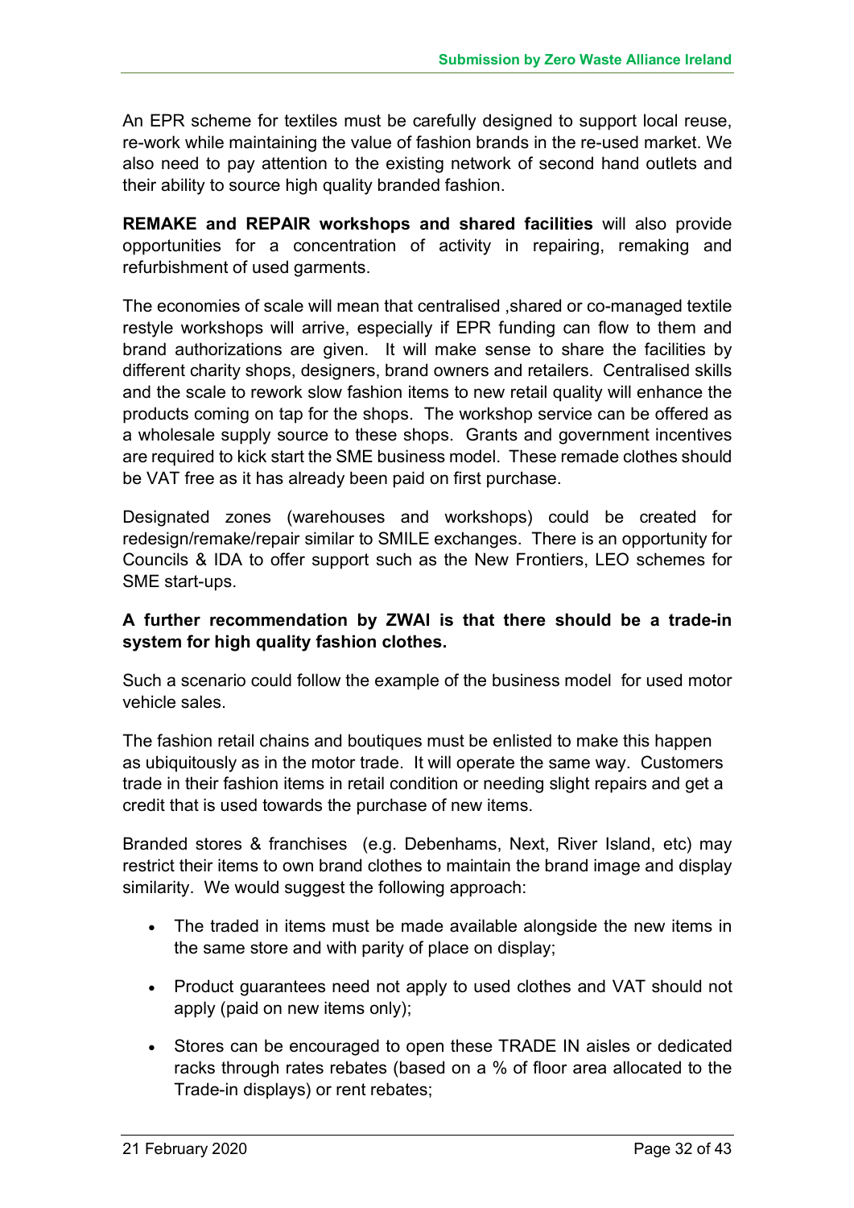An EPR scheme for textiles must be carefully designed to support local reuse, re-work while maintaining the value of fashion brands in the re-used market. We also need to pay attention to the existing network of second hand outlets and their ability to source high quality branded fashion.

**REMAKE and REPAIR workshops and shared facilities** will also provide opportunities for a concentration of activity in repairing, remaking and refurbishment of used garments.

The economies of scale will mean that centralised ,shared or co-managed textile restyle workshops will arrive, especially if EPR funding can flow to them and brand authorizations are given. It will make sense to share the facilities by different charity shops, designers, brand owners and retailers. Centralised skills and the scale to rework slow fashion items to new retail quality will enhance the products coming on tap for the shops. The workshop service can be offered as a wholesale supply source to these shops. Grants and government incentives are required to kick start the SME business model. These remade clothes should be VAT free as it has already been paid on first purchase.

Designated zones (warehouses and workshops) could be created for redesign/remake/repair similar to SMILE exchanges. There is an opportunity for Councils & IDA to offer support such as the New Frontiers, LEO schemes for SME start-ups.

**A further recommendation by ZWAI is that there should be a trade-in system for high quality fashion clothes.**

Such a scenario could follow the example of the business model for used motor vehicle sales.

The fashion retail chains and boutiques must be enlisted to make this happen as ubiquitously as in the motor trade. It will operate the same way. Customers trade in their fashion items in retail condition or needing slight repairs and get a credit that is used towards the purchase of new items.

Branded stores & franchises (e.g. Debenhams, Next, River Island, etc) may restrict their items to own brand clothes to maintain the brand image and display similarity. We would suggest the following approach:

- The traded in items must be made available alongside the new items in the same store and with parity of place on display;
- Product guarantees need not apply to used clothes and VAT should not apply (paid on new items only);
- Stores can be encouraged to open these TRADE IN aisles or dedicated racks through rates rebates (based on a % of floor area allocated to the Trade-in displays) or rent rebates;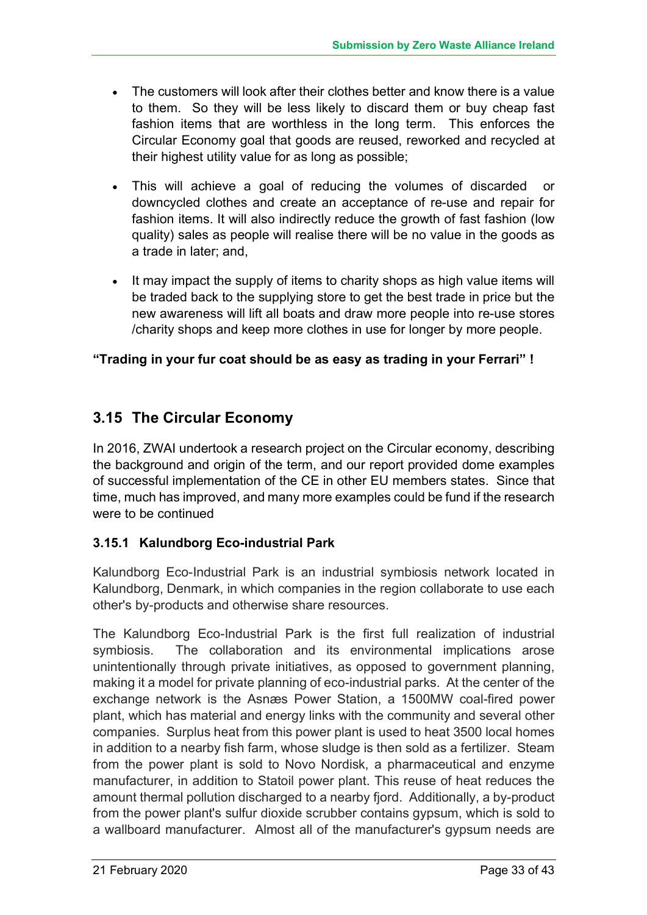- The customers will look after their clothes better and know there is a value to them. So they will be less likely to discard them or buy cheap fast fashion items that are worthless in the long term. This enforces the Circular Economy goal that goods are reused, reworked and recycled at their highest utility value for as long as possible;

- This will achieve a goal of reducing the volumes of discarded or downcycled clothes and create an acceptance of re-use and repair for fashion items. It will also indirectly reduce the growth of fast fashion (low quality) sales as people will realise there will be no value in the goods as a trade in later; and,

- It may impact the supply of items to charity shops as high value items will be traded back to the supplying store to get the best trade in price but the new awareness will lift all boats and draw more people into re-use stores /charity shops and keep more clothes in use for longer by more people.

**"Trading in your fur coat should be as easy as trading in your Ferrari" !**

## 3.15 The Circular Economy

In 2016, ZWAI undertook a research project on the Circular economy, describing the background and origin of the term, and our report provided dome examples of successful implementation of the CE in other EU members states. Since that time, much has improved, and many more examples could be fund if the research were to be continued

### 3.15.1 Kalundborg Eco-industrial Park

Kalundborg Eco-Industrial Park is an industrial symbiosis network located in Kalundborg, Denmark, in which companies in the region collaborate to use each other's by-products and otherwise share resources.

The Kalundborg Eco-Industrial Park is the first full realization of industrial symbiosis. The collaboration and its environmental implications arose unintentionally through private initiatives, as opposed to government planning, making it a model for private planning of eco-industrial parks. At the center of the exchange network is the Asnæs Power Station, a 1500MW coal-fired power plant, which has material and energy links with the community and several other companies. Surplus heat from this power plant is used to heat 3500 local homes in addition to a nearby fish farm, whose sludge is then sold as a fertilizer. Steam from the power plant is sold to Novo Nordisk, a pharmaceutical and enzyme manufacturer, in addition to Statoil power plant. This reuse of heat reduces the amount thermal pollution discharged to a nearby fjord. Additionally, a by-product from the power plant's sulfur dioxide scrubber contains gypsum, which is sold to a wallboard manufacturer. Almost all of the manufacturer's gypsum needs are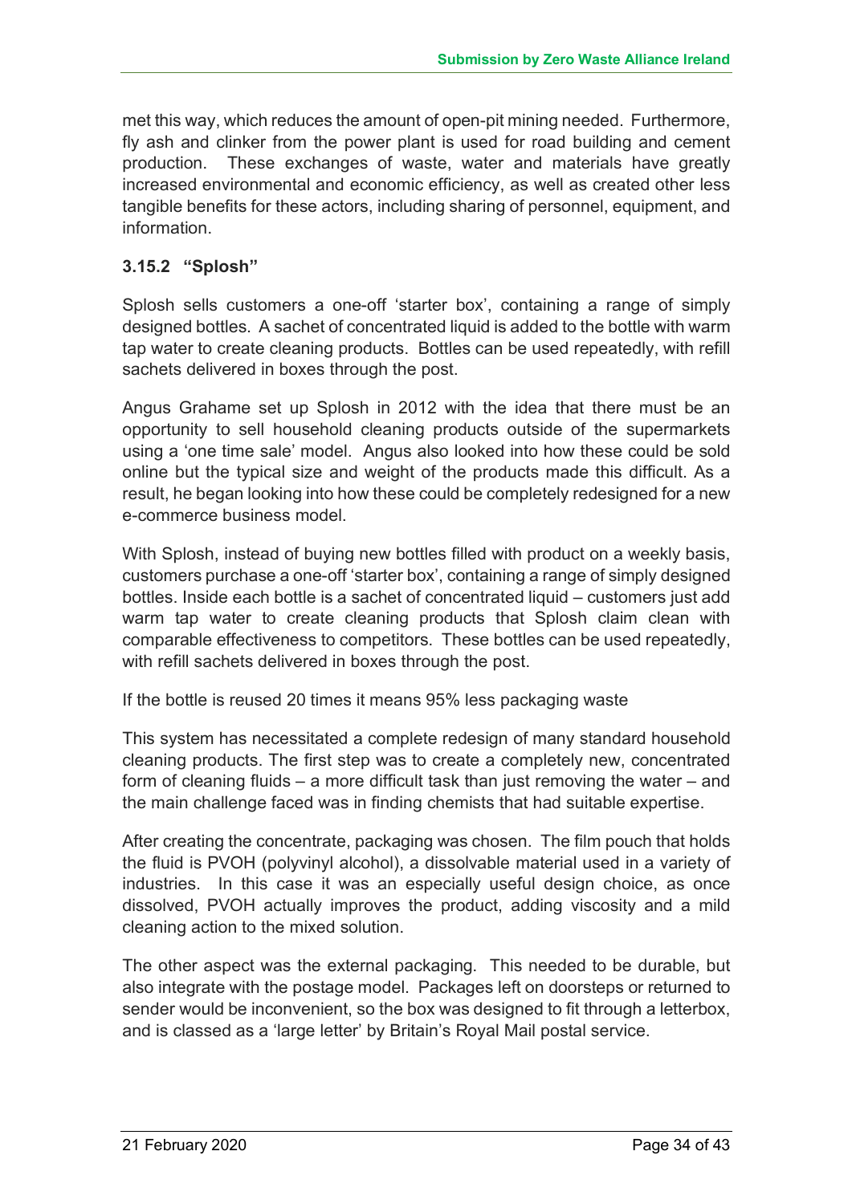met this way, which reduces the amount of open-pit mining needed. Furthermore, fly ash and clinker from the power plant is used for road building and cement production. These exchanges of waste, water and materials have greatly increased environmental and economic efficiency, as well as created other less tangible benefits for these actors, including sharing of personnel, equipment, and information.

### 3.15.2 "Splosh"

Splosh sells customers a one-off 'starter box', containing a range of simply designed bottles. A sachet of concentrated liquid is added to the bottle with warm tap water to create cleaning products. Bottles can be used repeatedly, with refill sachets delivered in boxes through the post.

Angus Grahame set up Splosh in 2012 with the idea that there must be an opportunity to sell household cleaning products outside of the supermarkets using a 'one time sale' model. Angus also looked into how these could be sold online but the typical size and weight of the products made this difficult. As a result, he began looking into how these could be completely redesigned for a new e-commerce business model.

With Splosh, instead of buying new bottles filled with product on a weekly basis, customers purchase a one-off 'starter box', containing a range of simply designed bottles. Inside each bottle is a sachet of concentrated liquid – customers just add warm tap water to create cleaning products that Splosh claim clean with comparable effectiveness to competitors. These bottles can be used repeatedly, with refill sachets delivered in boxes through the post.

If the bottle is reused 20 times it means 95% less packaging waste

This system has necessitated a complete redesign of many standard household cleaning products. The first step was to create a completely new, concentrated form of cleaning fluids – a more difficult task than just removing the water – and the main challenge faced was in finding chemists that had suitable expertise.

After creating the concentrate, packaging was chosen. The film pouch that holds the fluid is PVOH (polyvinyl alcohol), a dissolvable material used in a variety of industries. In this case it was an especially useful design choice, as once dissolved, PVOH actually improves the product, adding viscosity and a mild cleaning action to the mixed solution.

The other aspect was the external packaging. This needed to be durable, but also integrate with the postage model. Packages left on doorsteps or returned to sender would be inconvenient, so the box was designed to fit through a letterbox, and is classed as a 'large letter' by Britain's Royal Mail postal service.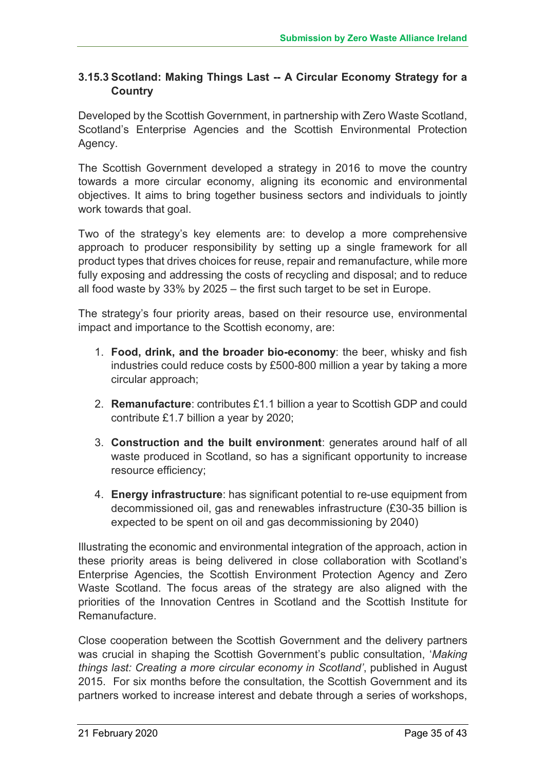### 3.15.3 Scotland: Making Things Last -- A Circular Economy Strategy for a Country

Developed by the Scottish Government, in partnership with Zero Waste Scotland, Scotland's Enterprise Agencies and the Scottish Environmental Protection Agency.

The Scottish Government developed a strategy in 2016 to move the country towards a more circular economy, aligning its economic and environmental objectives. It aims to bring together business sectors and individuals to jointly work towards that goal.

Two of the strategy's key elements are: to develop a more comprehensive approach to producer responsibility by setting up a single framework for all product types that drives choices for reuse, repair and remanufacture, while more fully exposing and addressing the costs of recycling and disposal; and to reduce all food waste by 33% by 2025 – the first such target to be set in Europe.

The strategy's four priority areas, based on their resource use, environmental impact and importance to the Scottish economy, are:

1. **Food, drink, and the broader bio-economy**: the beer, whisky and fish industries could reduce costs by £500-800 million a year by taking a more circular approach;
2. **Remanufacture**: contributes £1.1 billion a year to Scottish GDP and could contribute £1.7 billion a year by 2020;
3. **Construction and the built environment**: generates around half of all waste produced in Scotland, so has a significant opportunity to increase resource efficiency;
4. **Energy infrastructure**: has significant potential to re-use equipment from decommissioned oil, gas and renewables infrastructure (£30-35 billion is expected to be spent on oil and gas decommissioning by 2040)

Illustrating the economic and environmental integration of the approach, action in these priority areas is being delivered in close collaboration with Scotland's Enterprise Agencies, the Scottish Environment Protection Agency and Zero Waste Scotland. The focus areas of the strategy are also aligned with the priorities of the Innovation Centres in Scotland and the Scottish Institute for Remanufacture.

Close cooperation between the Scottish Government and the delivery partners was crucial in shaping the Scottish Government's public consultation, '*Making things last: Creating a more circular economy in Scotland'*, published in August 2015. For six months before the consultation, the Scottish Government and its partners worked to increase interest and debate through a series of workshops,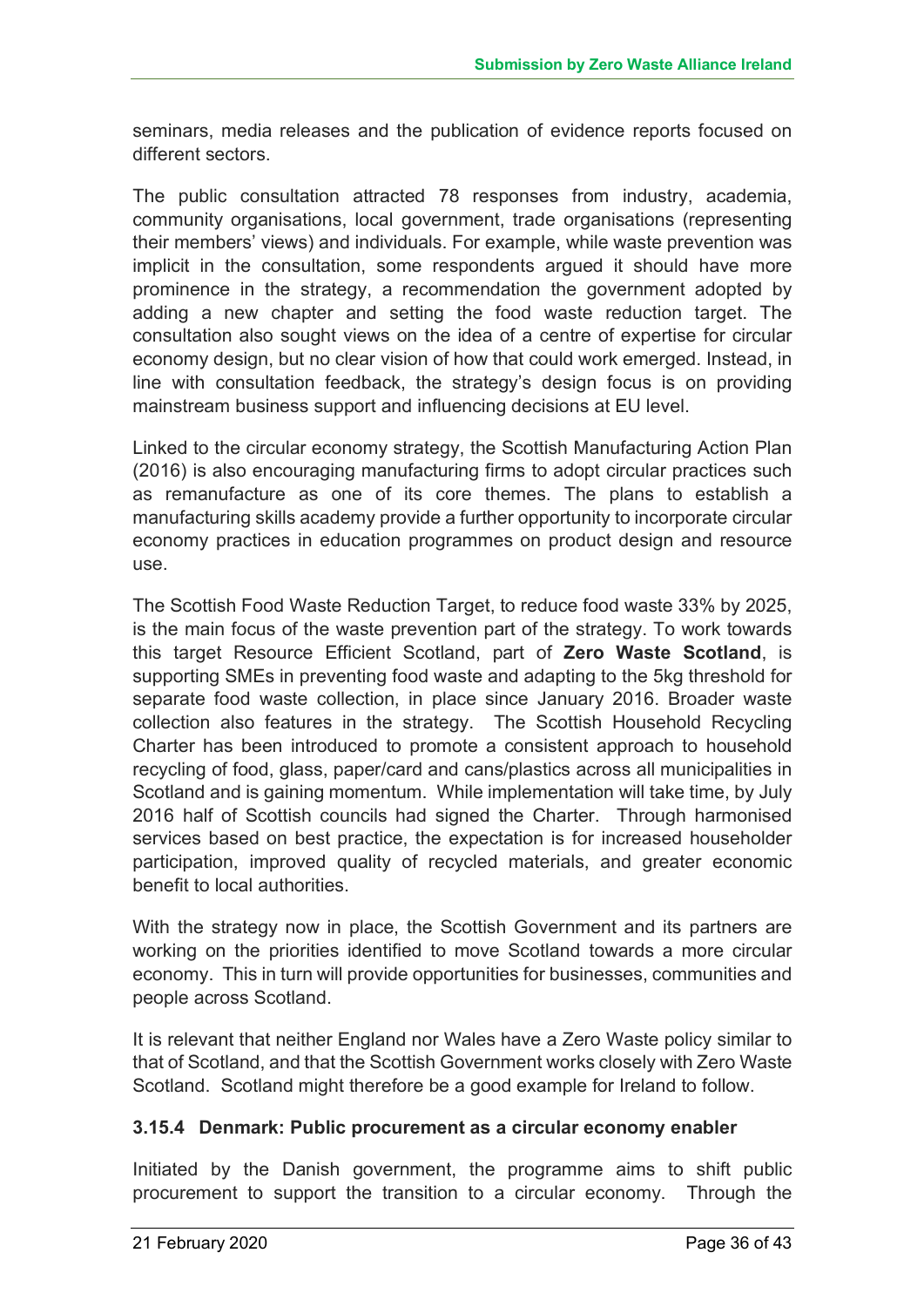seminars, media releases and the publication of evidence reports focused on different sectors.

The public consultation attracted 78 responses from industry, academia, community organisations, local government, trade organisations (representing their members' views) and individuals. For example, while waste prevention was implicit in the consultation, some respondents argued it should have more prominence in the strategy, a recommendation the government adopted by adding a new chapter and setting the food waste reduction target. The consultation also sought views on the idea of a centre of expertise for circular economy design, but no clear vision of how that could work emerged. Instead, in line with consultation feedback, the strategy's design focus is on providing mainstream business support and influencing decisions at EU level.

Linked to the circular economy strategy, the Scottish Manufacturing Action Plan (2016) is also encouraging manufacturing firms to adopt circular practices such as remanufacture as one of its core themes. The plans to establish a manufacturing skills academy provide a further opportunity to incorporate circular economy practices in education programmes on product design and resource use.

The Scottish Food Waste Reduction Target, to reduce food waste 33% by 2025, is the main focus of the waste prevention part of the strategy. To work towards this target Resource Efficient Scotland, part of **Zero Waste Scotland**, is supporting SMEs in preventing food waste and adapting to the 5kg threshold for separate food waste collection, in place since January 2016. Broader waste collection also features in the strategy. The Scottish Household Recycling Charter has been introduced to promote a consistent approach to household recycling of food, glass, paper/card and cans/plastics across all municipalities in Scotland and is gaining momentum. While implementation will take time, by July 2016 half of Scottish councils had signed the Charter. Through harmonised services based on best practice, the expectation is for increased householder participation, improved quality of recycled materials, and greater economic benefit to local authorities.

With the strategy now in place, the Scottish Government and its partners are working on the priorities identified to move Scotland towards a more circular economy. This in turn will provide opportunities for businesses, communities and people across Scotland.

It is relevant that neither England nor Wales have a Zero Waste policy similar to that of Scotland, and that the Scottish Government works closely with Zero Waste Scotland. Scotland might therefore be a good example for Ireland to follow.

### 3.15.4 Denmark: Public procurement as a circular economy enabler

Initiated by the Danish government, the programme aims to shift public procurement to support the transition to a circular economy. Through the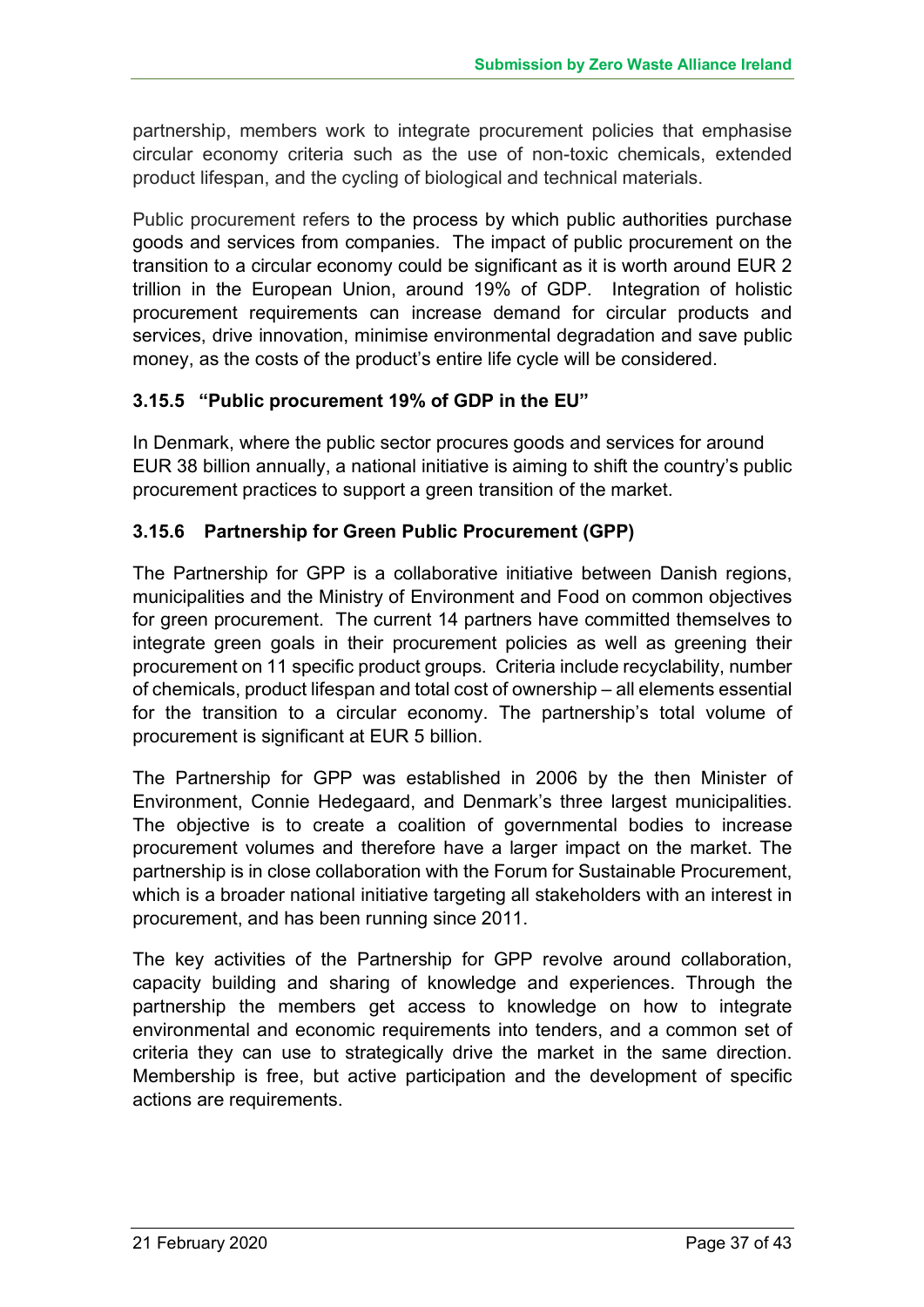partnership, members work to integrate procurement policies that emphasise circular economy criteria such as the use of non-toxic chemicals, extended product lifespan, and the cycling of biological and technical materials.

Public procurement refers to the process by which public authorities purchase goods and services from companies. The impact of public procurement on the transition to a circular economy could be significant as it is worth around EUR 2 trillion in the European Union, around 19% of GDP. Integration of holistic procurement requirements can increase demand for circular products and services, drive innovation, minimise environmental degradation and save public money, as the costs of the product's entire life cycle will be considered.

### 3.15.5 "Public procurement 19% of GDP in the EU"

In Denmark, where the public sector procures goods and services for around EUR 38 billion annually, a national initiative is aiming to shift the country's public procurement practices to support a green transition of the market.

### 3.15.6 Partnership for Green Public Procurement (GPP)

The Partnership for GPP is a collaborative initiative between Danish regions, municipalities and the Ministry of Environment and Food on common objectives for green procurement. The current 14 partners have committed themselves to integrate green goals in their procurement policies as well as greening their procurement on 11 specific product groups. Criteria include recyclability, number of chemicals, product lifespan and total cost of ownership – all elements essential for the transition to a circular economy. The partnership's total volume of procurement is significant at EUR 5 billion.

The Partnership for GPP was established in 2006 by the then Minister of Environment, Connie Hedegaard, and Denmark's three largest municipalities. The objective is to create a coalition of governmental bodies to increase procurement volumes and therefore have a larger impact on the market. The partnership is in close collaboration with the Forum for Sustainable Procurement, which is a broader national initiative targeting all stakeholders with an interest in procurement, and has been running since 2011.

The key activities of the Partnership for GPP revolve around collaboration, capacity building and sharing of knowledge and experiences. Through the partnership the members get access to knowledge on how to integrate environmental and economic requirements into tenders, and a common set of criteria they can use to strategically drive the market in the same direction. Membership is free, but active participation and the development of specific actions are requirements.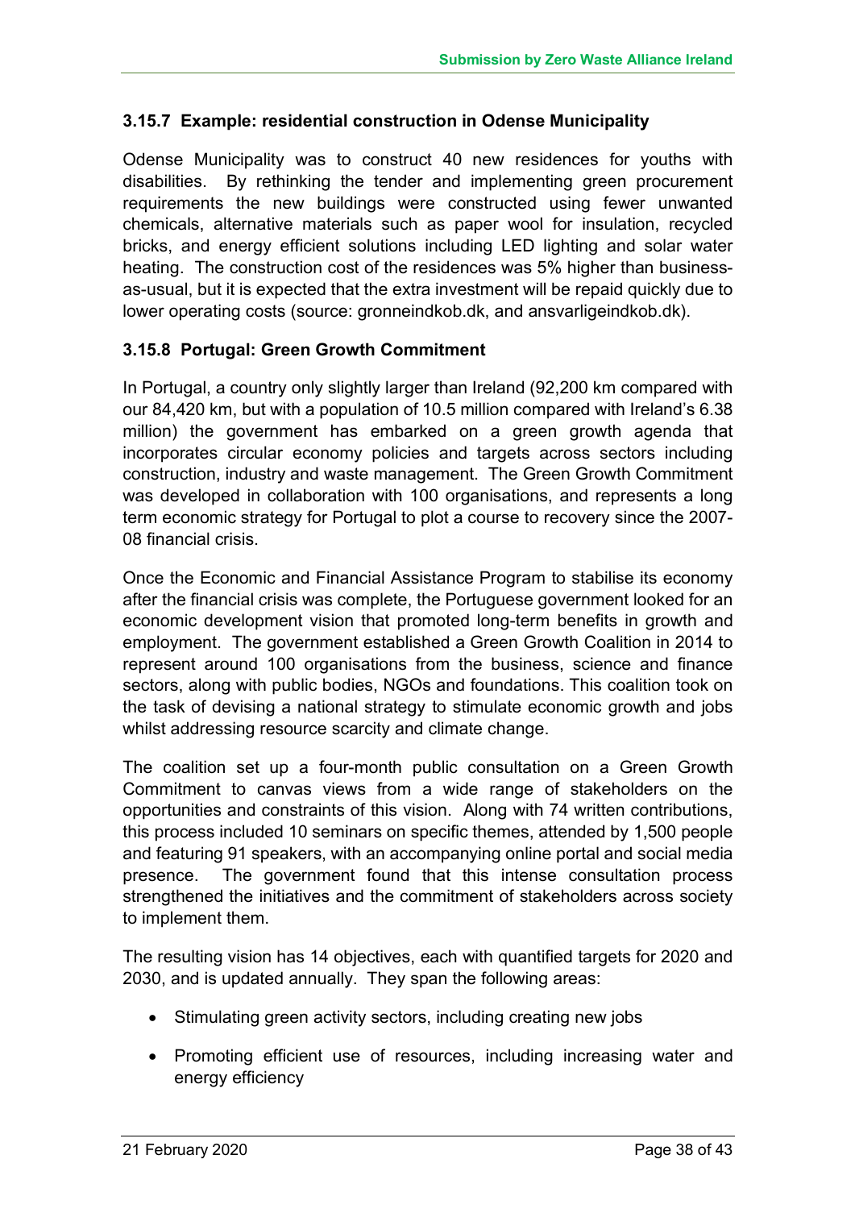### 3.15.7 Example: residential construction in Odense Municipality

Odense Municipality was to construct 40 new residences for youths with disabilities. By rethinking the tender and implementing green procurement requirements the new buildings were constructed using fewer unwanted chemicals, alternative materials such as paper wool for insulation, recycled bricks, and energy efficient solutions including LED lighting and solar water heating. The construction cost of the residences was 5% higher than business-as-usual, but it is expected that the extra investment will be repaid quickly due to lower operating costs (source: gronneindkob.dk, and ansvarligeindkob.dk).

### 3.15.8 Portugal: Green Growth Commitment

In Portugal, a country only slightly larger than Ireland (92,200 km compared with our 84,420 km, but with a population of 10.5 million compared with Ireland's 6.38 million) the government has embarked on a green growth agenda that incorporates circular economy policies and targets across sectors including construction, industry and waste management. The Green Growth Commitment was developed in collaboration with 100 organisations, and represents a long term economic strategy for Portugal to plot a course to recovery since the 2007-08 financial crisis.

Once the Economic and Financial Assistance Program to stabilise its economy after the financial crisis was complete, the Portuguese government looked for an economic development vision that promoted long-term benefits in growth and employment. The government established a Green Growth Coalition in 2014 to represent around 100 organisations from the business, science and finance sectors, along with public bodies, NGOs and foundations. This coalition took on the task of devising a national strategy to stimulate economic growth and jobs whilst addressing resource scarcity and climate change.

The coalition set up a four-month public consultation on a Green Growth Commitment to canvas views from a wide range of stakeholders on the opportunities and constraints of this vision. Along with 74 written contributions, this process included 10 seminars on specific themes, attended by 1,500 people and featuring 91 speakers, with an accompanying online portal and social media presence. The government found that this intense consultation process strengthened the initiatives and the commitment of stakeholders across society to implement them.

The resulting vision has 14 objectives, each with quantified targets for 2020 and 2030, and is updated annually. They span the following areas:

- Stimulating green activity sectors, including creating new jobs
- Promoting efficient use of resources, including increasing water and energy efficiency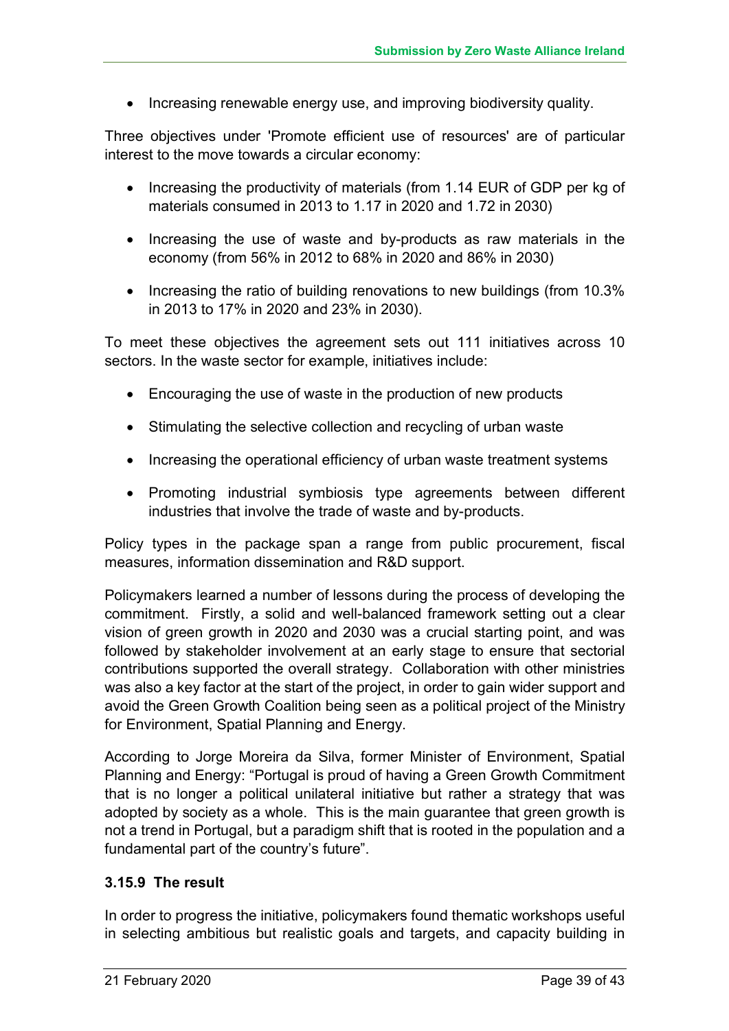- Increasing renewable energy use, and improving biodiversity quality.

Three objectives under 'Promote efficient use of resources' are of particular interest to the move towards a circular economy:

- Increasing the productivity of materials (from 1.14 EUR of GDP per kg of materials consumed in 2013 to 1.17 in 2020 and 1.72 in 2030)
- Increasing the use of waste and by-products as raw materials in the economy (from 56% in 2012 to 68% in 2020 and 86% in 2030)
- Increasing the ratio of building renovations to new buildings (from 10.3% in 2013 to 17% in 2020 and 23% in 2030).

To meet these objectives the agreement sets out 111 initiatives across 10 sectors. In the waste sector for example, initiatives include:

- Encouraging the use of waste in the production of new products
- Stimulating the selective collection and recycling of urban waste
- Increasing the operational efficiency of urban waste treatment systems
- Promoting industrial symbiosis type agreements between different industries that involve the trade of waste and by-products.

Policy types in the package span a range from public procurement, fiscal measures, information dissemination and R&D support.

Policymakers learned a number of lessons during the process of developing the commitment. Firstly, a solid and well-balanced framework setting out a clear vision of green growth in 2020 and 2030 was a crucial starting point, and was followed by stakeholder involvement at an early stage to ensure that sectorial contributions supported the overall strategy. Collaboration with other ministries was also a key factor at the start of the project, in order to gain wider support and avoid the Green Growth Coalition being seen as a political project of the Ministry for Environment, Spatial Planning and Energy.

According to Jorge Moreira da Silva, former Minister of Environment, Spatial Planning and Energy: "Portugal is proud of having a Green Growth Commitment that is no longer a political unilateral initiative but rather a strategy that was adopted by society as a whole. This is the main guarantee that green growth is not a trend in Portugal, but a paradigm shift that is rooted in the population and a fundamental part of the country's future".

### 3.15.9 The result

In order to progress the initiative, policymakers found thematic workshops useful in selecting ambitious but realistic goals and targets, and capacity building in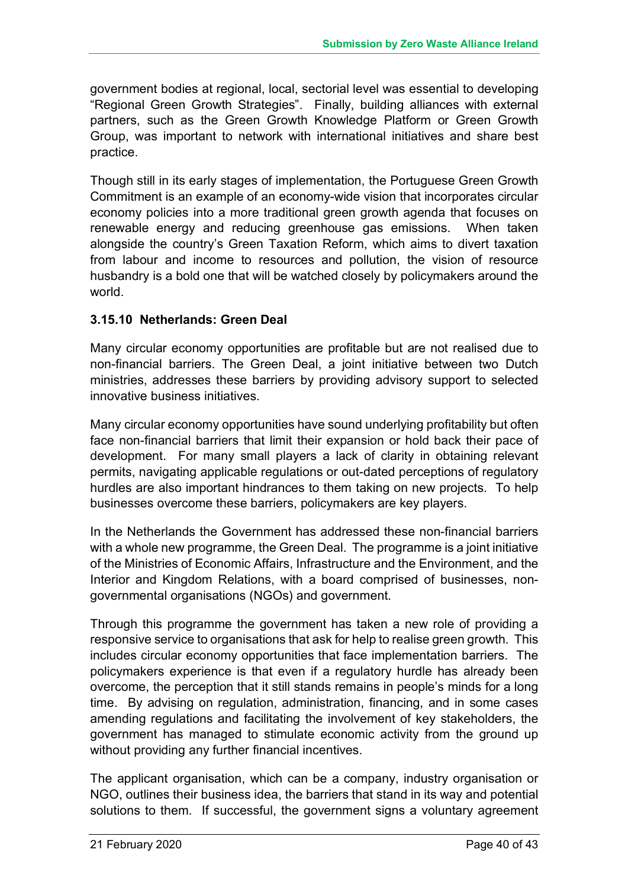government bodies at regional, local, sectorial level was essential to developing "Regional Green Growth Strategies". Finally, building alliances with external partners, such as the Green Growth Knowledge Platform or Green Growth Group, was important to network with international initiatives and share best practice.

Though still in its early stages of implementation, the Portuguese Green Growth Commitment is an example of an economy-wide vision that incorporates circular economy policies into a more traditional green growth agenda that focuses on renewable energy and reducing greenhouse gas emissions. When taken alongside the country's Green Taxation Reform, which aims to divert taxation from labour and income to resources and pollution, the vision of resource husbandry is a bold one that will be watched closely by policymakers around the world.

### 3.15.10 Netherlands: Green Deal

Many circular economy opportunities are profitable but are not realised due to non-financial barriers. The Green Deal, a joint initiative between two Dutch ministries, addresses these barriers by providing advisory support to selected innovative business initiatives.

Many circular economy opportunities have sound underlying profitability but often face non-financial barriers that limit their expansion or hold back their pace of development. For many small players a lack of clarity in obtaining relevant permits, navigating applicable regulations or out-dated perceptions of regulatory hurdles are also important hindrances to them taking on new projects. To help businesses overcome these barriers, policymakers are key players.

In the Netherlands the Government has addressed these non-financial barriers with a whole new programme, the Green Deal. The programme is a joint initiative of the Ministries of Economic Affairs, Infrastructure and the Environment, and the Interior and Kingdom Relations, with a board comprised of businesses, non-governmental organisations (NGOs) and government.

Through this programme the government has taken a new role of providing a responsive service to organisations that ask for help to realise green growth. This includes circular economy opportunities that face implementation barriers. The policymakers experience is that even if a regulatory hurdle has already been overcome, the perception that it still stands remains in people's minds for a long time. By advising on regulation, administration, financing, and in some cases amending regulations and facilitating the involvement of key stakeholders, the government has managed to stimulate economic activity from the ground up without providing any further financial incentives.

The applicant organisation, which can be a company, industry organisation or NGO, outlines their business idea, the barriers that stand in its way and potential solutions to them. If successful, the government signs a voluntary agreement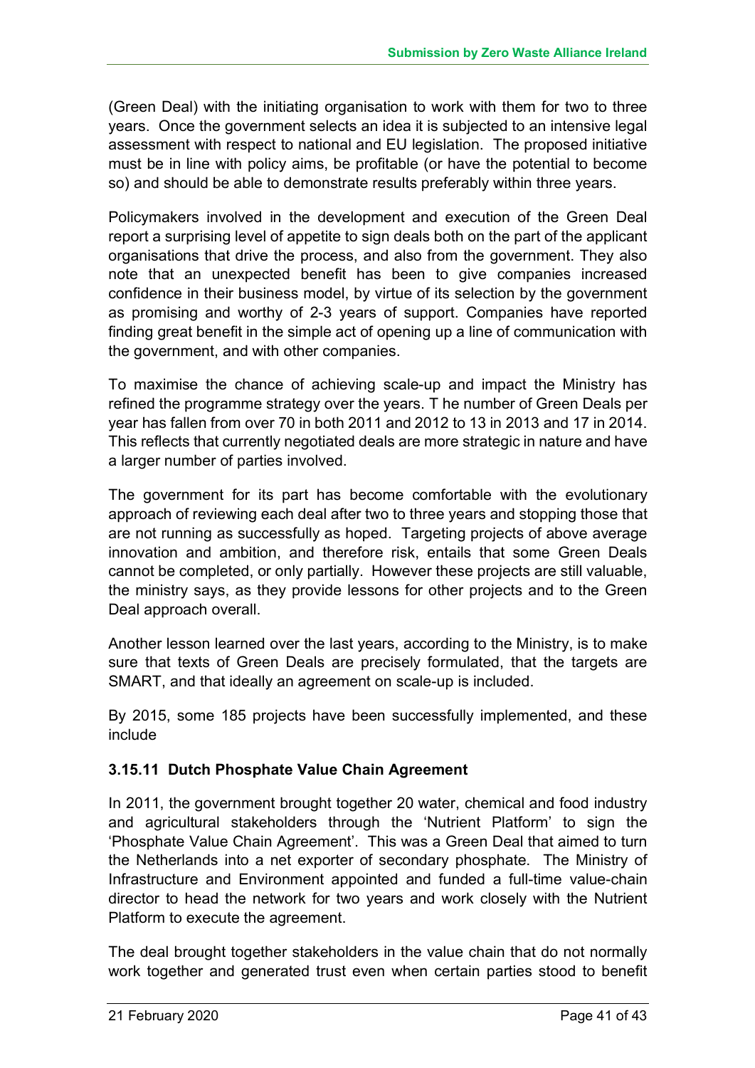(Green Deal) with the initiating organisation to work with them for two to three years. Once the government selects an idea it is subjected to an intensive legal assessment with respect to national and EU legislation. The proposed initiative must be in line with policy aims, be profitable (or have the potential to become so) and should be able to demonstrate results preferably within three years.

Policymakers involved in the development and execution of the Green Deal report a surprising level of appetite to sign deals both on the part of the applicant organisations that drive the process, and also from the government. They also note that an unexpected benefit has been to give companies increased confidence in their business model, by virtue of its selection by the government as promising and worthy of 2-3 years of support. Companies have reported finding great benefit in the simple act of opening up a line of communication with the government, and with other companies.

To maximise the chance of achieving scale-up and impact the Ministry has refined the programme strategy over the years. T he number of Green Deals per year has fallen from over 70 in both 2011 and 2012 to 13 in 2013 and 17 in 2014. This reflects that currently negotiated deals are more strategic in nature and have a larger number of parties involved.

The government for its part has become comfortable with the evolutionary approach of reviewing each deal after two to three years and stopping those that are not running as successfully as hoped. Targeting projects of above average innovation and ambition, and therefore risk, entails that some Green Deals cannot be completed, or only partially. However these projects are still valuable, the ministry says, as they provide lessons for other projects and to the Green Deal approach overall.

Another lesson learned over the last years, according to the Ministry, is to make sure that texts of Green Deals are precisely formulated, that the targets are SMART, and that ideally an agreement on scale-up is included.

By 2015, some 185 projects have been successfully implemented, and these include

### 3.15.11 Dutch Phosphate Value Chain Agreement

In 2011, the government brought together 20 water, chemical and food industry and agricultural stakeholders through the 'Nutrient Platform' to sign the 'Phosphate Value Chain Agreement'. This was a Green Deal that aimed to turn the Netherlands into a net exporter of secondary phosphate. The Ministry of Infrastructure and Environment appointed and funded a full-time value-chain director to head the network for two years and work closely with the Nutrient Platform to execute the agreement.

The deal brought together stakeholders in the value chain that do not normally work together and generated trust even when certain parties stood to benefit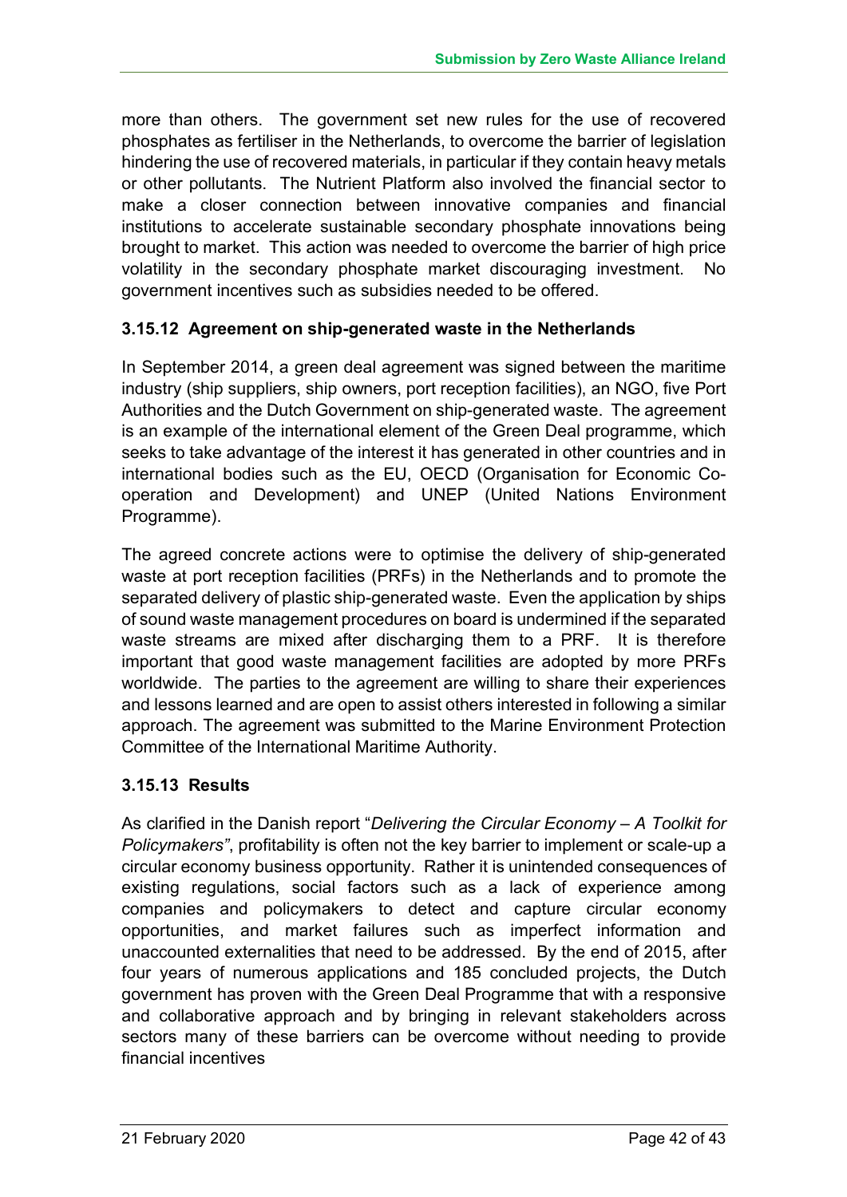more than others. The government set new rules for the use of recovered phosphates as fertiliser in the Netherlands, to overcome the barrier of legislation hindering the use of recovered materials, in particular if they contain heavy metals or other pollutants. The Nutrient Platform also involved the financial sector to make a closer connection between innovative companies and financial institutions to accelerate sustainable secondary phosphate innovations being brought to market. This action was needed to overcome the barrier of high price volatility in the secondary phosphate market discouraging investment. No government incentives such as subsidies needed to be offered.

### 3.15.12 Agreement on ship-generated waste in the Netherlands

In September 2014, a green deal agreement was signed between the maritime industry (ship suppliers, ship owners, port reception facilities), an NGO, five Port Authorities and the Dutch Government on ship-generated waste. The agreement is an example of the international element of the Green Deal programme, which seeks to take advantage of the interest it has generated in other countries and in international bodies such as the EU, OECD (Organisation for Economic Co-operation and Development) and UNEP (United Nations Environment Programme).

The agreed concrete actions were to optimise the delivery of ship-generated waste at port reception facilities (PRFs) in the Netherlands and to promote the separated delivery of plastic ship-generated waste. Even the application by ships of sound waste management procedures on board is undermined if the separated waste streams are mixed after discharging them to a PRF. It is therefore important that good waste management facilities are adopted by more PRFs worldwide. The parties to the agreement are willing to share their experiences and lessons learned and are open to assist others interested in following a similar approach. The agreement was submitted to the Marine Environment Protection Committee of the International Maritime Authority.

### 3.15.13 Results

As clarified in the Danish report "*Delivering the Circular Economy – A Toolkit for Policymakers*", profitability is often not the key barrier to implement or scale-up a circular economy business opportunity. Rather it is unintended consequences of existing regulations, social factors such as a lack of experience among companies and policymakers to detect and capture circular economy opportunities, and market failures such as imperfect information and unaccounted externalities that need to be addressed. By the end of 2015, after four years of numerous applications and 185 concluded projects, the Dutch government has proven with the Green Deal Programme that with a responsive and collaborative approach and by bringing in relevant stakeholders across sectors many of these barriers can be overcome without needing to provide financial incentives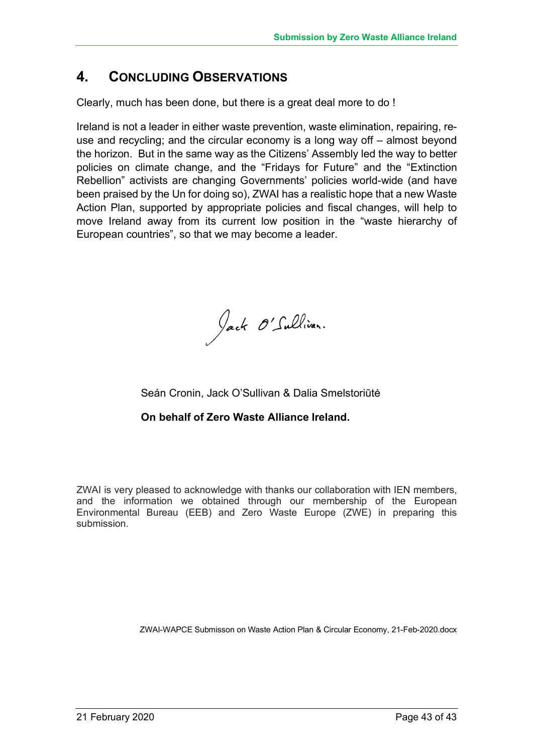## 4. CONCLUDING OBSERVATIONS

Clearly, much has been done, but there is a great deal more to do !

Ireland is not a leader in either waste prevention, waste elimination, repairing, re-use and recycling; and the circular economy is a long way off – almost beyond the horizon. But in the same way as the Citizens' Assembly led the way to better policies on climate change, and the "Fridays for Future" and the "Extinction Rebellion" activists are changing Governments' policies world-wide (and have been praised by the Un for doing so), ZWAI has a realistic hope that a new Waste Action Plan, supported by appropriate policies and fiscal changes, will help to move Ireland away from its current low position in the "waste hierarchy of European countries", so that we may become a leader.

Jack O'Sullivan.

Seán Cronin, Jack O'Sullivan & Dalia Smelstoriūtė

**On behalf of Zero Waste Alliance Ireland.**

ZWAI is very pleased to acknowledge with thanks our collaboration with IEN members, and the information we obtained through our membership of the European Environmental Bureau (EEB) and Zero Waste Europe (ZWE) in preparing this submission.

ZWAI-WAPCE Submisson on Waste Action Plan & Circular Economy, 21-Feb-2020.docx